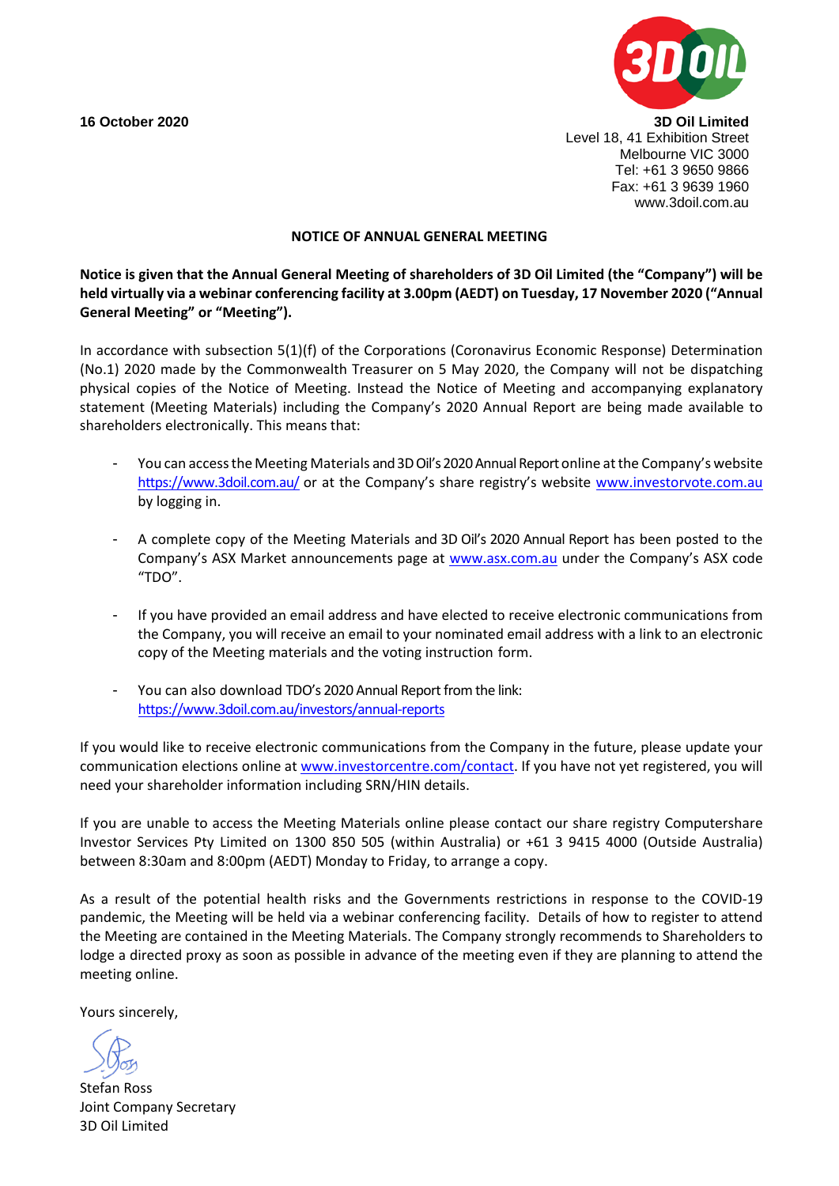16 October 2020

**3D Oil Limited**
Level 18, 41 Exhibition Street
Melbourne VIC 3000
Tel: +61 3 9650 9866
Fax: +61 3 9639 1960
www.3doil.com.au

# NOTICE OF ANNUAL GENERAL MEETING

**Notice is given that the Annual General Meeting of shareholders of 3D Oil Limited (the "Company") will be held virtually via a webinar conferencing facility at 3.00pm (AEDT) on Tuesday, 17 November 2020 ("Annual General Meeting" or "Meeting").**

In accordance with subsection 5(1)(f) of the Corporations (Coronavirus Economic Response) Determination (No.1) 2020 made by the Commonwealth Treasurer on 5 May 2020, the Company will not be dispatching physical copies of the Notice of Meeting. Instead the Notice of Meeting and accompanying explanatory statement (Meeting Materials) including the Company's 2020 Annual Report are being made available to shareholders electronically. This means that:

- You can access the Meeting Materials and 3D Oil's 2020 Annual Report online at the Company's website https://www.3doil.com.au/ or at the Company's share registry's website www.investorvote.com.au by logging in.

- A complete copy of the Meeting Materials and 3D Oil's 2020 Annual Report has been posted to the Company's ASX Market announcements page at www.asx.com.au under the Company's ASX code "TDO".

- If you have provided an email address and have elected to receive electronic communications from the Company, you will receive an email to your nominated email address with a link to an electronic copy of the Meeting materials and the voting instruction form.

- You can also download TDO's 2020 Annual Report from the link: https://www.3doil.com.au/investors/annual-reports

If you would like to receive electronic communications from the Company in the future, please update your communication elections online at www.investorcentre.com/contact. If you have not yet registered, you will need your shareholder information including SRN/HIN details.

If you are unable to access the Meeting Materials online please contact our share registry Computershare Investor Services Pty Limited on 1300 850 505 (within Australia) or +61 3 9415 4000 (Outside Australia) between 8:30am and 8:00pm (AEDT) Monday to Friday, to arrange a copy.

As a result of the potential health risks and the Governments restrictions in response to the COVID-19 pandemic, the Meeting will be held via a webinar conferencing facility. Details of how to register to attend the Meeting are contained in the Meeting Materials. The Company strongly recommends to Shareholders to lodge a directed proxy as soon as possible in advance of the meeting even if they are planning to attend the meeting online.

Yours sincerely,

Stefan Ross
Joint Company Secretary
3D Oil Limited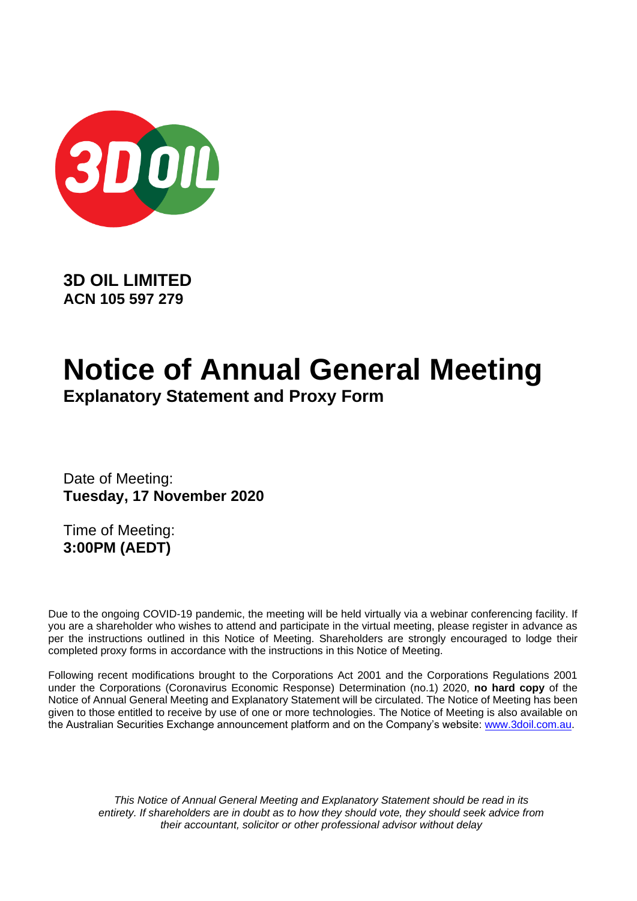# 3D OIL LIMITED
## ACN 105 597 279

# Notice of Annual General Meeting
## Explanatory Statement and Proxy Form

Date of Meeting:
**Tuesday, 17 November 2020**

Time of Meeting:
**3:00PM (AEDT)**

Due to the ongoing COVID-19 pandemic, the meeting will be held virtually via a webinar conferencing facility. If you are a shareholder who wishes to attend and participate in the virtual meeting, please register in advance as per the instructions outlined in this Notice of Meeting. Shareholders are strongly encouraged to lodge their completed proxy forms in accordance with the instructions in this Notice of Meeting.

Following recent modifications brought to the Corporations Act 2001 and the Corporations Regulations 2001 under the Corporations (Coronavirus Economic Response) Determination (no.1) 2020, **no hard copy** of the Notice of Annual General Meeting and Explanatory Statement will be circulated. The Notice of Meeting has been given to those entitled to receive by use of one or more technologies. The Notice of Meeting is also available on the Australian Securities Exchange announcement platform and on the Company's website: www.3doil.com.au.

*This Notice of Annual General Meeting and Explanatory Statement should be read in its entirety. If shareholders are in doubt as to how they should vote, they should seek advice from their accountant, solicitor or other professional advisor without delay*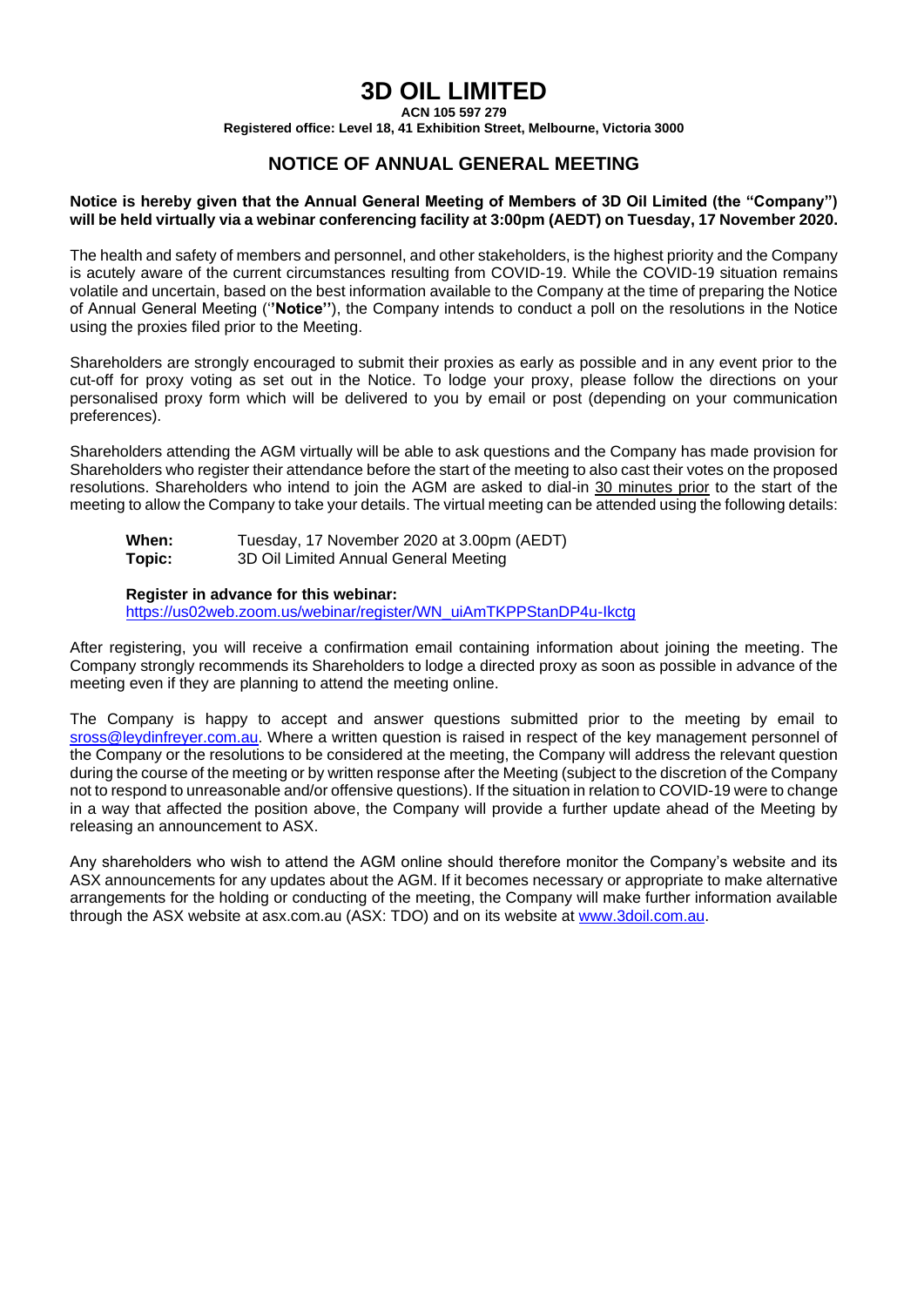# 3D OIL LIMITED

**ACN 105 597 279**

**Registered office: Level 18, 41 Exhibition Street, Melbourne, Victoria 3000**

## NOTICE OF ANNUAL GENERAL MEETING

**Notice is hereby given that the Annual General Meeting of Members of 3D Oil Limited (the "Company") will be held virtually via a webinar conferencing facility at 3:00pm (AEDT) on Tuesday, 17 November 2020.**

The health and safety of members and personnel, and other stakeholders, is the highest priority and the Company is acutely aware of the current circumstances resulting from COVID-19. While the COVID-19 situation remains volatile and uncertain, based on the best information available to the Company at the time of preparing the Notice of Annual General Meeting (''**Notice**''), the Company intends to conduct a poll on the resolutions in the Notice using the proxies filed prior to the Meeting.

Shareholders are strongly encouraged to submit their proxies as early as possible and in any event prior to the cut-off for proxy voting as set out in the Notice. To lodge your proxy, please follow the directions on your personalised proxy form which will be delivered to you by email or post (depending on your communication preferences).

Shareholders attending the AGM virtually will be able to ask questions and the Company has made provision for Shareholders who register their attendance before the start of the meeting to also cast their votes on the proposed resolutions. Shareholders who intend to join the AGM are asked to dial-in 30 minutes prior to the start of the meeting to allow the Company to take your details. The virtual meeting can be attended using the following details:

**When:** Tuesday, 17 November 2020 at 3.00pm (AEDT)
**Topic:** 3D Oil Limited Annual General Meeting

**Register in advance for this webinar:**
https://us02web.zoom.us/webinar/register/WN_uiAmTKPPStanDP4u-Ikctg

After registering, you will receive a confirmation email containing information about joining the meeting. The Company strongly recommends its Shareholders to lodge a directed proxy as soon as possible in advance of the meeting even if they are planning to attend the meeting online.

The Company is happy to accept and answer questions submitted prior to the meeting by email to sross@leydinfreyer.com.au. Where a written question is raised in respect of the key management personnel of the Company or the resolutions to be considered at the meeting, the Company will address the relevant question during the course of the meeting or by written response after the Meeting (subject to the discretion of the Company not to respond to unreasonable and/or offensive questions). If the situation in relation to COVID-19 were to change in a way that affected the position above, the Company will provide a further update ahead of the Meeting by releasing an announcement to ASX.

Any shareholders who wish to attend the AGM online should therefore monitor the Company's website and its ASX announcements for any updates about the AGM. If it becomes necessary or appropriate to make alternative arrangements for the holding or conducting of the meeting, the Company will make further information available through the ASX website at asx.com.au (ASX: TDO) and on its website at www.3doil.com.au.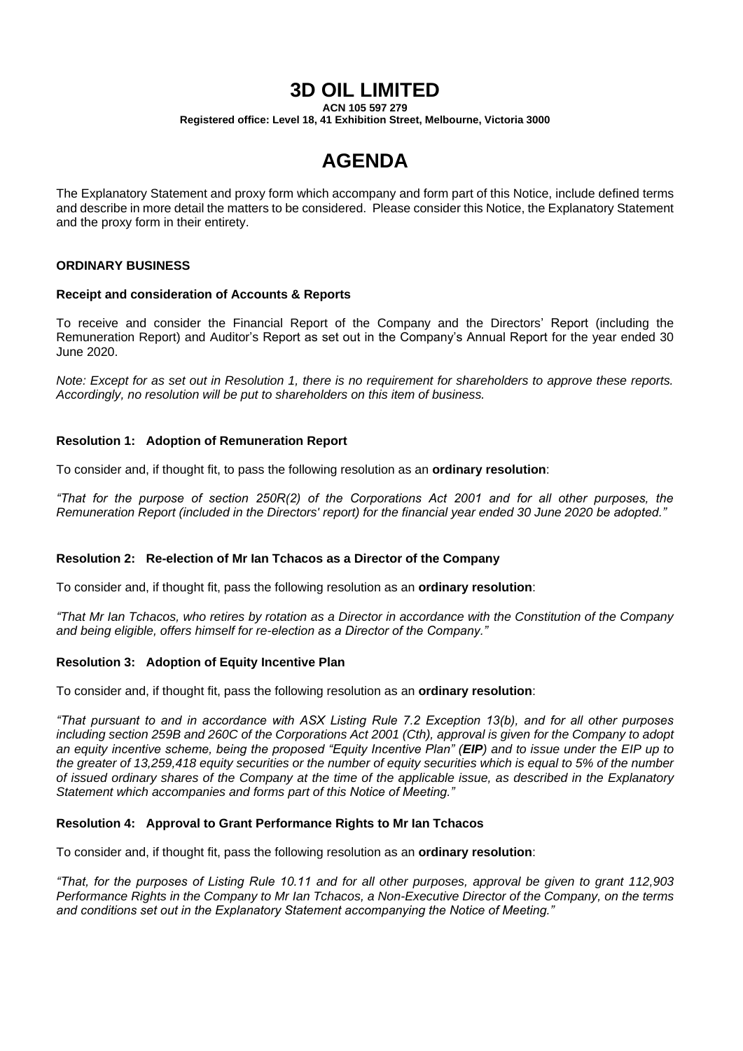# 3D OIL LIMITED

**ACN 105 597 279**
**Registered office: Level 18, 41 Exhibition Street, Melbourne, Victoria 3000**

# AGENDA

The Explanatory Statement and proxy form which accompany and form part of this Notice, include defined terms and describe in more detail the matters to be considered. Please consider this Notice, the Explanatory Statement and the proxy form in their entirety.

**ORDINARY BUSINESS**

**Receipt and consideration of Accounts & Reports**

To receive and consider the Financial Report of the Company and the Directors' Report (including the Remuneration Report) and Auditor's Report as set out in the Company's Annual Report for the year ended 30 June 2020.

*Note: Except for as set out in Resolution 1, there is no requirement for shareholders to approve these reports. Accordingly, no resolution will be put to shareholders on this item of business.*

**Resolution 1: Adoption of Remuneration Report**

To consider and, if thought fit, to pass the following resolution as an **ordinary resolution**:

*"That for the purpose of section 250R(2) of the Corporations Act 2001 and for all other purposes, the Remuneration Report (included in the Directors' report) for the financial year ended 30 June 2020 be adopted."*

**Resolution 2: Re-election of Mr Ian Tchacos as a Director of the Company**

To consider and, if thought fit, pass the following resolution as an **ordinary resolution**:

*"That Mr Ian Tchacos, who retires by rotation as a Director in accordance with the Constitution of the Company and being eligible, offers himself for re-election as a Director of the Company."*

**Resolution 3: Adoption of Equity Incentive Plan**

To consider and, if thought fit, pass the following resolution as an **ordinary resolution**:

*"That pursuant to and in accordance with ASX Listing Rule 7.2 Exception 13(b), and for all other purposes including section 259B and 260C of the Corporations Act 2001 (Cth), approval is given for the Company to adopt an equity incentive scheme, being the proposed "Equity Incentive Plan" (**EIP**) and to issue under the EIP up to the greater of 13,259,418 equity securities or the number of equity securities which is equal to 5% of the number of issued ordinary shares of the Company at the time of the applicable issue, as described in the Explanatory Statement which accompanies and forms part of this Notice of Meeting."*

**Resolution 4: Approval to Grant Performance Rights to Mr Ian Tchacos**

To consider and, if thought fit, pass the following resolution as an **ordinary resolution**:

*"That, for the purposes of Listing Rule 10.11 and for all other purposes, approval be given to grant 112,903 Performance Rights in the Company to Mr Ian Tchacos, a Non-Executive Director of the Company, on the terms and conditions set out in the Explanatory Statement accompanying the Notice of Meeting."*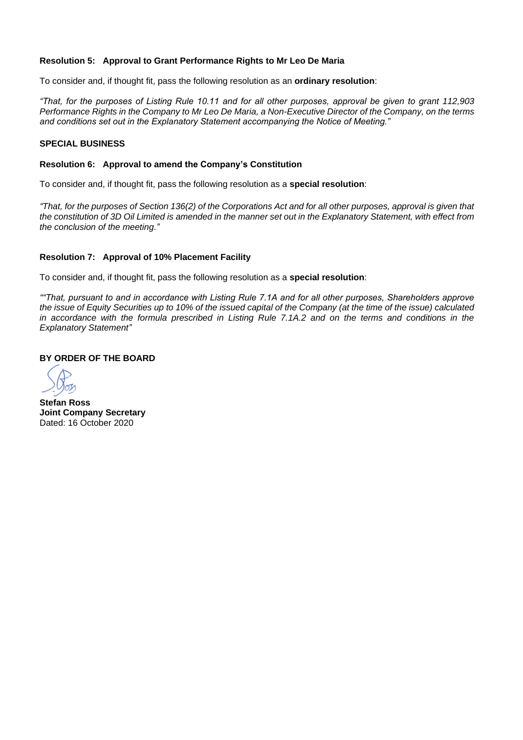**Resolution 5: Approval to Grant Performance Rights to Mr Leo De Maria**

To consider and, if thought fit, pass the following resolution as an **ordinary resolution**:

*"That, for the purposes of Listing Rule 10.11 and for all other purposes, approval be given to grant 112,903 Performance Rights in the Company to Mr Leo De Maria, a Non-Executive Director of the Company, on the terms and conditions set out in the Explanatory Statement accompanying the Notice of Meeting."*

**SPECIAL BUSINESS**

**Resolution 6: Approval to amend the Company's Constitution**

To consider and, if thought fit, pass the following resolution as a **special resolution**:

*"That, for the purposes of Section 136(2) of the Corporations Act and for all other purposes, approval is given that the constitution of 3D Oil Limited is amended in the manner set out in the Explanatory Statement, with effect from the conclusion of the meeting."*

**Resolution 7: Approval of 10% Placement Facility**

To consider and, if thought fit, pass the following resolution as a **special resolution**:

*""That, pursuant to and in accordance with Listing Rule 7.1A and for all other purposes, Shareholders approve the issue of Equity Securities up to 10% of the issued capital of the Company (at the time of the issue) calculated in accordance with the formula prescribed in Listing Rule 7.1A.2 and on the terms and conditions in the Explanatory Statement"*

**BY ORDER OF THE BOARD**

**Stefan Ross**
**Joint Company Secretary**
Dated: 16 October 2020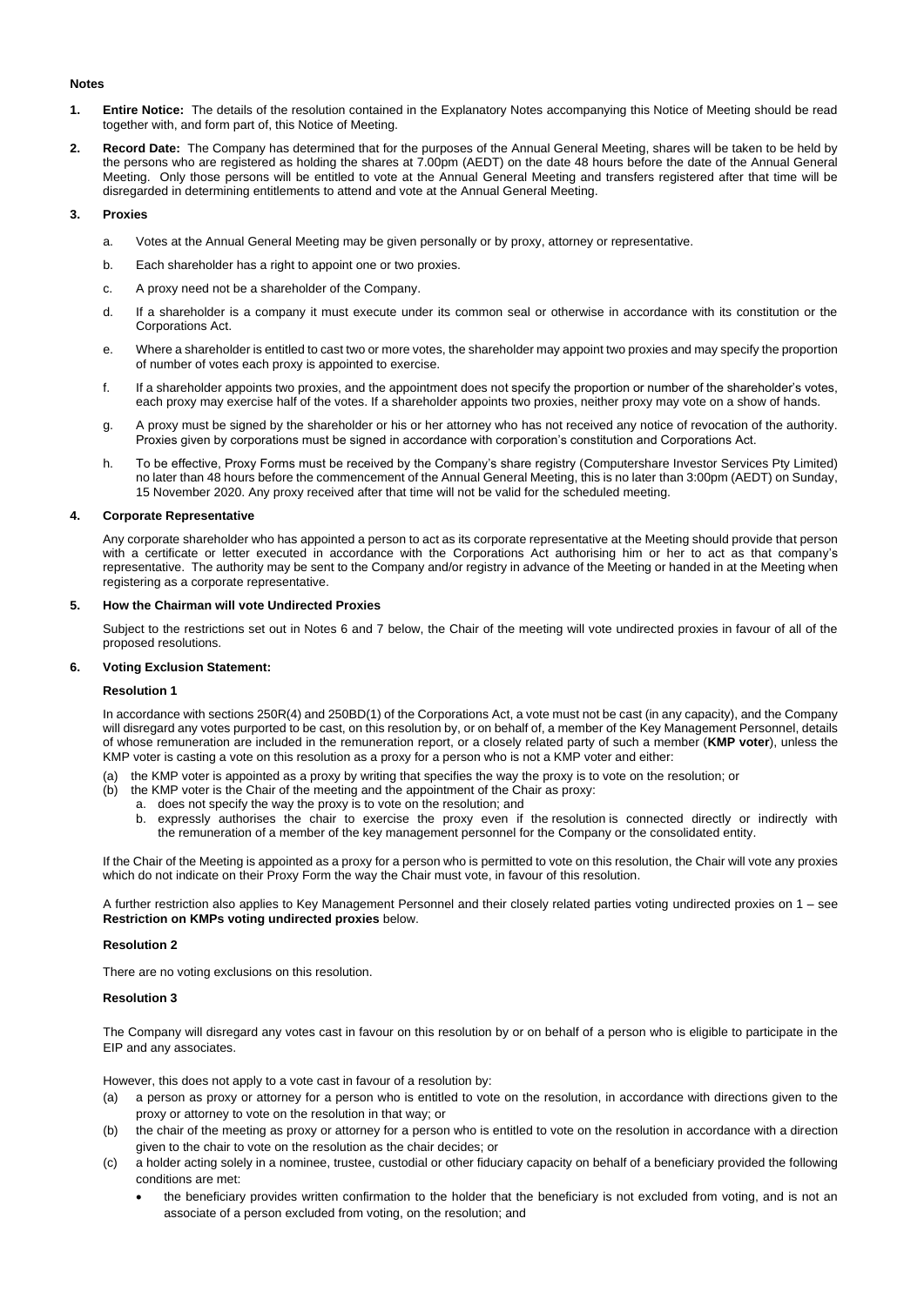**Notes**

1. **Entire Notice:** The details of the resolution contained in the Explanatory Notes accompanying this Notice of Meeting should be read together with, and form part of, this Notice of Meeting.

2. **Record Date:** The Company has determined that for the purposes of the Annual General Meeting, shares will be taken to be held by the persons who are registered as holding the shares at 7.00pm (AEDT) on the date 48 hours before the date of the Annual General Meeting. Only those persons will be entitled to vote at the Annual General Meeting and transfers registered after that time will be disregarded in determining entitlements to attend and vote at the Annual General Meeting.

3. **Proxies**

    a. Votes at the Annual General Meeting may be given personally or by proxy, attorney or representative.

    b. Each shareholder has a right to appoint one or two proxies.

    c. A proxy need not be a shareholder of the Company.

    d. If a shareholder is a company it must execute under its common seal or otherwise in accordance with its constitution or the Corporations Act.

    e. Where a shareholder is entitled to cast two or more votes, the shareholder may appoint two proxies and may specify the proportion of number of votes each proxy is appointed to exercise.

    f. If a shareholder appoints two proxies, and the appointment does not specify the proportion or number of the shareholder's votes, each proxy may exercise half of the votes. If a shareholder appoints two proxies, neither proxy may vote on a show of hands.

    g. A proxy must be signed by the shareholder or his or her attorney who has not received any notice of revocation of the authority. Proxies given by corporations must be signed in accordance with corporation's constitution and Corporations Act.

    h. To be effective, Proxy Forms must be received by the Company's share registry (Computershare Investor Services Pty Limited) no later than 48 hours before the commencement of the Annual General Meeting, this is no later than 3:00pm (AEDT) on Sunday, 15 November 2020. Any proxy received after that time will not be valid for the scheduled meeting.

4. **Corporate Representative**

    Any corporate shareholder who has appointed a person to act as its corporate representative at the Meeting should provide that person with a certificate or letter executed in accordance with the Corporations Act authorising him or her to act as that company's representative. The authority may be sent to the Company and/or registry in advance of the Meeting or handed in at the Meeting when registering as a corporate representative.

5. **How the Chairman will vote Undirected Proxies**

    Subject to the restrictions set out in Notes 6 and 7 below, the Chair of the meeting will vote undirected proxies in favour of all of the proposed resolutions.

6. **Voting Exclusion Statement:**

    **Resolution 1**

    In accordance with sections 250R(4) and 250BD(1) of the Corporations Act, a vote must not be cast (in any capacity), and the Company will disregard any votes purported to be cast, on this resolution by, or on behalf of, a member of the Key Management Personnel, details of whose remuneration are included in the remuneration report, or a closely related party of such a member (**KMP voter**), unless the KMP voter is casting a vote on this resolution as a proxy for a person who is not a KMP voter and either:

    (a) the KMP voter is appointed as a proxy by writing that specifies the way the proxy is to vote on the resolution; or

    (b) the KMP voter is the Chair of the meeting and the appointment of the Chair as proxy:

    a. does not specify the way the proxy is to vote on the resolution; and

    b. expressly authorises the chair to exercise the proxy even if the resolution is connected directly or indirectly with the remuneration of a member of the key management personnel for the Company or the consolidated entity.

    If the Chair of the Meeting is appointed as a proxy for a person who is permitted to vote on this resolution, the Chair will vote any proxies which do not indicate on their Proxy Form the way the Chair must vote, in favour of this resolution.

    A further restriction also applies to Key Management Personnel and their closely related parties voting undirected proxies on 1 – see **Restriction on KMPs voting undirected proxies** below.

    **Resolution 2**

    There are no voting exclusions on this resolution.

    **Resolution 3**

    The Company will disregard any votes cast in favour on this resolution by or on behalf of a person who is eligible to participate in the EIP and any associates.

    However, this does not apply to a vote cast in favour of a resolution by:

    (a) a person as proxy or attorney for a person who is entitled to vote on the resolution, in accordance with directions given to the proxy or attorney to vote on the resolution in that way; or

    (b) the chair of the meeting as proxy or attorney for a person who is entitled to vote on the resolution in accordance with a direction given to the chair to vote on the resolution as the chair decides; or

    (c) a holder acting solely in a nominee, trustee, custodial or other fiduciary capacity on behalf of a beneficiary provided the following conditions are met:

    - the beneficiary provides written confirmation to the holder that the beneficiary is not excluded from voting, and is not an associate of a person excluded from voting, on the resolution; and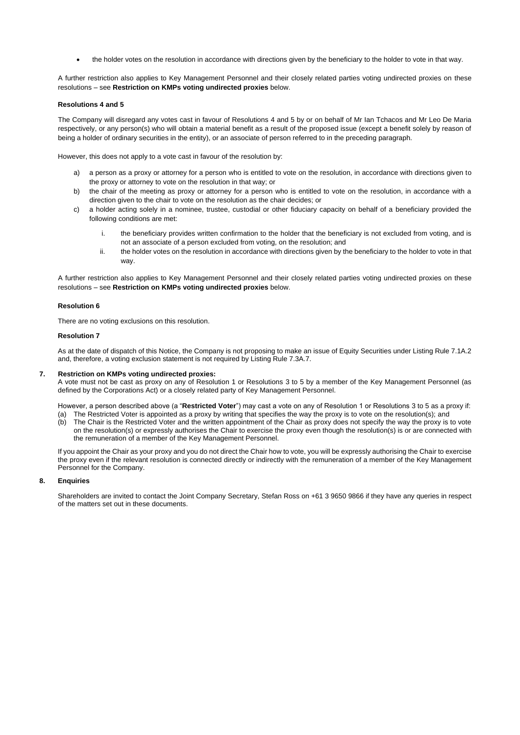- the holder votes on the resolution in accordance with directions given by the beneficiary to the holder to vote in that way.

A further restriction also applies to Key Management Personnel and their closely related parties voting undirected proxies on these resolutions – see **Restriction on KMPs voting undirected proxies** below.

**Resolutions 4 and 5**

The Company will disregard any votes cast in favour of Resolutions 4 and 5 by or on behalf of Mr Ian Tchacos and Mr Leo De Maria respectively, or any person(s) who will obtain a material benefit as a result of the proposed issue (except a benefit solely by reason of being a holder of ordinary securities in the entity), or an associate of person referred to in the preceding paragraph.

However, this does not apply to a vote cast in favour of the resolution by:

a) a person as a proxy or attorney for a person who is entitled to vote on the resolution, in accordance with directions given to the proxy or attorney to vote on the resolution in that way; or
b) the chair of the meeting as proxy or attorney for a person who is entitled to vote on the resolution, in accordance with a direction given to the chair to vote on the resolution as the chair decides; or
c) a holder acting solely in a nominee, trustee, custodial or other fiduciary capacity on behalf of a beneficiary provided the following conditions are met:
    i. the beneficiary provides written confirmation to the holder that the beneficiary is not excluded from voting, and is not an associate of a person excluded from voting, on the resolution; and
    ii. the holder votes on the resolution in accordance with directions given by the beneficiary to the holder to vote in that way.

A further restriction also applies to Key Management Personnel and their closely related parties voting undirected proxies on these resolutions – see **Restriction on KMPs voting undirected proxies** below.

**Resolution 6**

There are no voting exclusions on this resolution.

**Resolution 7**

As at the date of dispatch of this Notice, the Company is not proposing to make an issue of Equity Securities under Listing Rule 7.1A.2 and, therefore, a voting exclusion statement is not required by Listing Rule 7.3A.7.

**7. Restriction on KMPs voting undirected proxies:**

A vote must not be cast as proxy on any of Resolution 1 or Resolutions 3 to 5 by a member of the Key Management Personnel (as defined by the Corporations Act) or a closely related party of Key Management Personnel.

However, a person described above (a "**Restricted Voter**") may cast a vote on any of Resolution 1 or Resolutions 3 to 5 as a proxy if:

(a) The Restricted Voter is appointed as a proxy by writing that specifies the way the proxy is to vote on the resolution(s); and
(b) The Chair is the Restricted Voter and the written appointment of the Chair as proxy does not specify the way the proxy is to vote on the resolution(s) or expressly authorises the Chair to exercise the proxy even though the resolution(s) is or are connected with the remuneration of a member of the Key Management Personnel.

If you appoint the Chair as your proxy and you do not direct the Chair how to vote, you will be expressly authorising the Chair to exercise the proxy even if the relevant resolution is connected directly or indirectly with the remuneration of a member of the Key Management Personnel for the Company.

**8. Enquiries**

Shareholders are invited to contact the Joint Company Secretary, Stefan Ross on +61 3 9650 9866 if they have any queries in respect of the matters set out in these documents.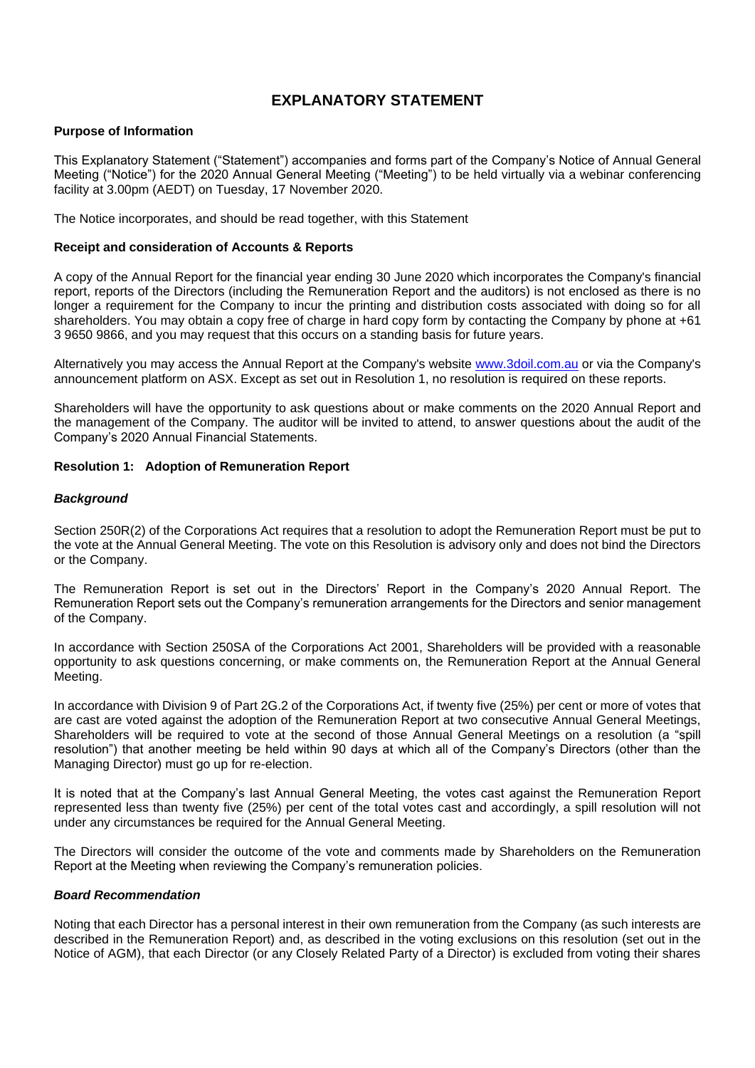# EXPLANATORY STATEMENT

**Purpose of Information**

This Explanatory Statement ("Statement") accompanies and forms part of the Company's Notice of Annual General Meeting ("Notice") for the 2020 Annual General Meeting ("Meeting") to be held virtually via a webinar conferencing facility at 3.00pm (AEDT) on Tuesday, 17 November 2020.

The Notice incorporates, and should be read together, with this Statement

**Receipt and consideration of Accounts & Reports**

A copy of the Annual Report for the financial year ending 30 June 2020 which incorporates the Company's financial report, reports of the Directors (including the Remuneration Report and the auditors) is not enclosed as there is no longer a requirement for the Company to incur the printing and distribution costs associated with doing so for all shareholders. You may obtain a copy free of charge in hard copy form by contacting the Company by phone at +61 3 9650 9866, and you may request that this occurs on a standing basis for future years.

Alternatively you may access the Annual Report at the Company's website www.3doil.com.au or via the Company's announcement platform on ASX. Except as set out in Resolution 1, no resolution is required on these reports.

Shareholders will have the opportunity to ask questions about or make comments on the 2020 Annual Report and the management of the Company. The auditor will be invited to attend, to answer questions about the audit of the Company's 2020 Annual Financial Statements.

**Resolution 1: Adoption of Remuneration Report**

***Background***

Section 250R(2) of the Corporations Act requires that a resolution to adopt the Remuneration Report must be put to the vote at the Annual General Meeting. The vote on this Resolution is advisory only and does not bind the Directors or the Company.

The Remuneration Report is set out in the Directors' Report in the Company's 2020 Annual Report. The Remuneration Report sets out the Company's remuneration arrangements for the Directors and senior management of the Company.

In accordance with Section 250SA of the Corporations Act 2001, Shareholders will be provided with a reasonable opportunity to ask questions concerning, or make comments on, the Remuneration Report at the Annual General Meeting.

In accordance with Division 9 of Part 2G.2 of the Corporations Act, if twenty five (25%) per cent or more of votes that are cast are voted against the adoption of the Remuneration Report at two consecutive Annual General Meetings, Shareholders will be required to vote at the second of those Annual General Meetings on a resolution (a "spill resolution") that another meeting be held within 90 days at which all of the Company's Directors (other than the Managing Director) must go up for re-election.

It is noted that at the Company's last Annual General Meeting, the votes cast against the Remuneration Report represented less than twenty five (25%) per cent of the total votes cast and accordingly, a spill resolution will not under any circumstances be required for the Annual General Meeting.

The Directors will consider the outcome of the vote and comments made by Shareholders on the Remuneration Report at the Meeting when reviewing the Company's remuneration policies.

***Board Recommendation***

Noting that each Director has a personal interest in their own remuneration from the Company (as such interests are described in the Remuneration Report) and, as described in the voting exclusions on this resolution (set out in the Notice of AGM), that each Director (or any Closely Related Party of a Director) is excluded from voting their shares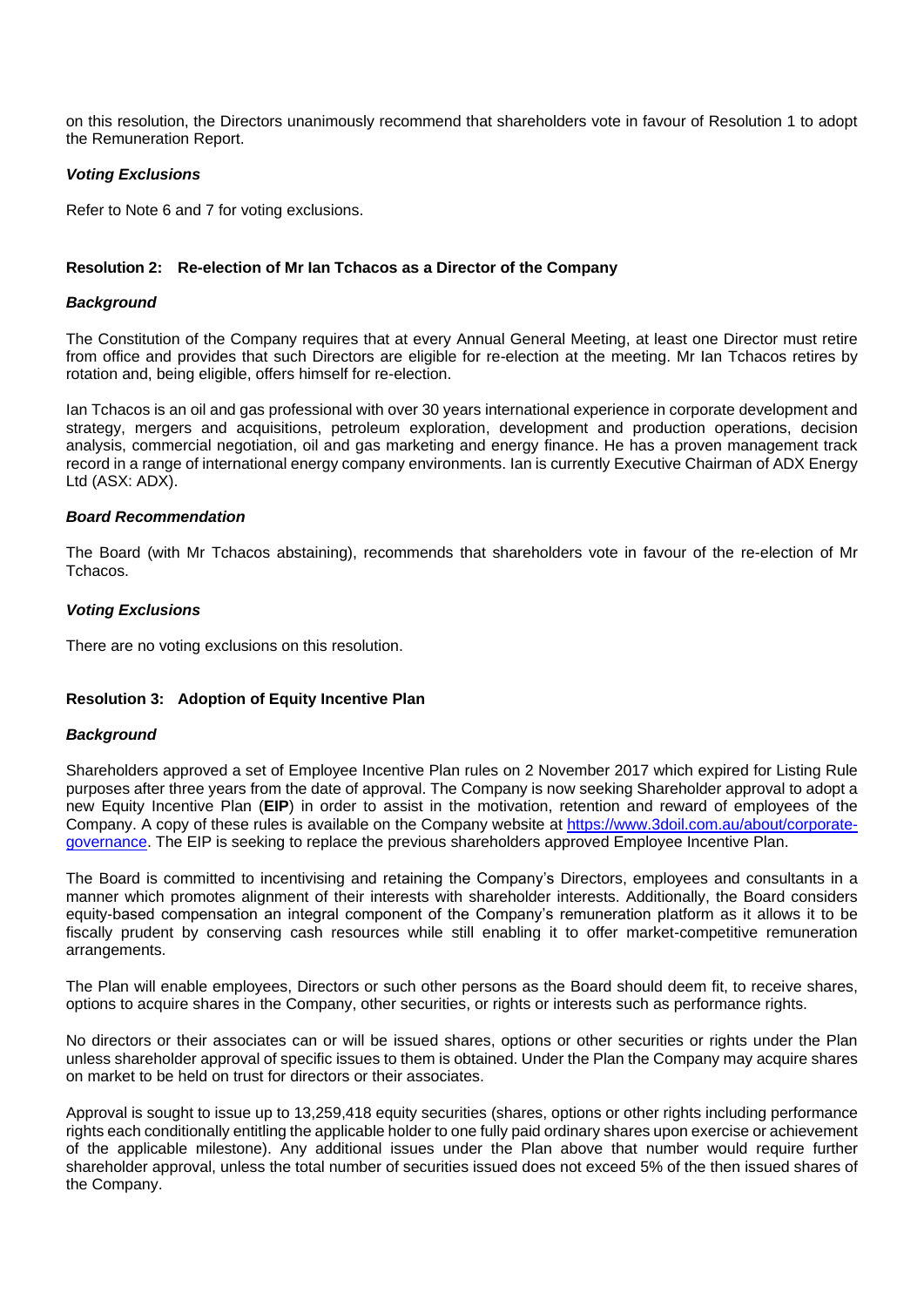on this resolution, the Directors unanimously recommend that shareholders vote in favour of Resolution 1 to adopt the Remuneration Report.

***Voting Exclusions***

Refer to Note 6 and 7 for voting exclusions.

### Resolution 2: Re-election of Mr Ian Tchacos as a Director of the Company

***Background***

The Constitution of the Company requires that at every Annual General Meeting, at least one Director must retire from office and provides that such Directors are eligible for re-election at the meeting. Mr Ian Tchacos retires by rotation and, being eligible, offers himself for re-election.

Ian Tchacos is an oil and gas professional with over 30 years international experience in corporate development and strategy, mergers and acquisitions, petroleum exploration, development and production operations, decision analysis, commercial negotiation, oil and gas marketing and energy finance. He has a proven management track record in a range of international energy company environments. Ian is currently Executive Chairman of ADX Energy Ltd (ASX: ADX).

***Board Recommendation***

The Board (with Mr Tchacos abstaining), recommends that shareholders vote in favour of the re-election of Mr Tchacos.

***Voting Exclusions***

There are no voting exclusions on this resolution.

### Resolution 3: Adoption of Equity Incentive Plan

***Background***

Shareholders approved a set of Employee Incentive Plan rules on 2 November 2017 which expired for Listing Rule purposes after three years from the date of approval. The Company is now seeking Shareholder approval to adopt a new Equity Incentive Plan (**EIP**) in order to assist in the motivation, retention and reward of employees of the Company. A copy of these rules is available on the Company website at [https://www.3doil.com.au/about/corporate-governance](https://www.3doil.com.au/about/corporate-governance). The EIP is seeking to replace the previous shareholders approved Employee Incentive Plan.

The Board is committed to incentivising and retaining the Company's Directors, employees and consultants in a manner which promotes alignment of their interests with shareholder interests. Additionally, the Board considers equity-based compensation an integral component of the Company's remuneration platform as it allows it to be fiscally prudent by conserving cash resources while still enabling it to offer market-competitive remuneration arrangements.

The Plan will enable employees, Directors or such other persons as the Board should deem fit, to receive shares, options to acquire shares in the Company, other securities, or rights or interests such as performance rights.

No directors or their associates can or will be issued shares, options or other securities or rights under the Plan unless shareholder approval of specific issues to them is obtained. Under the Plan the Company may acquire shares on market to be held on trust for directors or their associates.

Approval is sought to issue up to 13,259,418 equity securities (shares, options or other rights including performance rights each conditionally entitling the applicable holder to one fully paid ordinary shares upon exercise or achievement of the applicable milestone). Any additional issues under the Plan above that number would require further shareholder approval, unless the total number of securities issued does not exceed 5% of the then issued shares of the Company.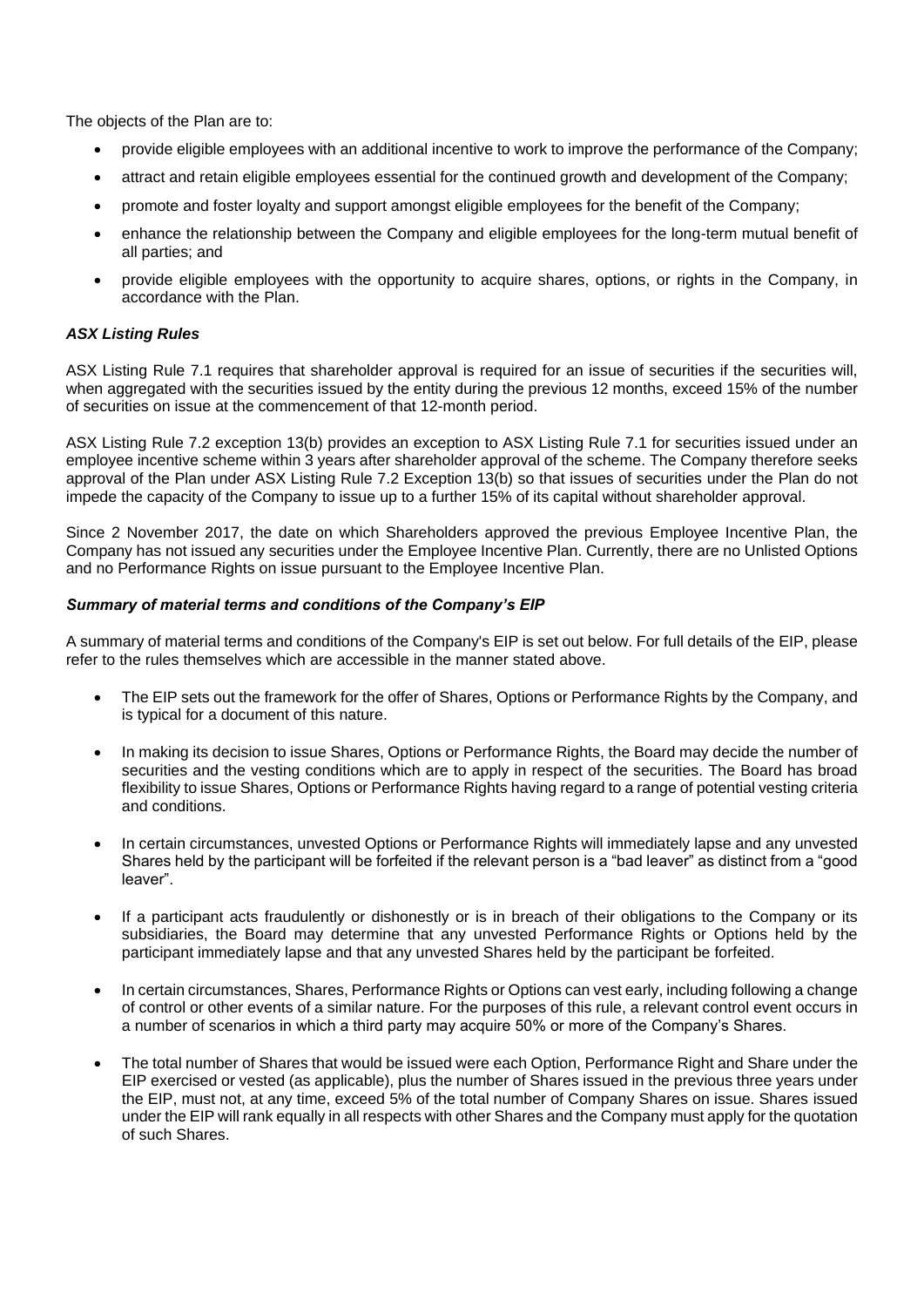The objects of the Plan are to:

- provide eligible employees with an additional incentive to work to improve the performance of the Company;
- attract and retain eligible employees essential for the continued growth and development of the Company;
- promote and foster loyalty and support amongst eligible employees for the benefit of the Company;
- enhance the relationship between the Company and eligible employees for the long-term mutual benefit of all parties; and
- provide eligible employees with the opportunity to acquire shares, options, or rights in the Company, in accordance with the Plan.

***ASX Listing Rules***

ASX Listing Rule 7.1 requires that shareholder approval is required for an issue of securities if the securities will, when aggregated with the securities issued by the entity during the previous 12 months, exceed 15% of the number of securities on issue at the commencement of that 12-month period.

ASX Listing Rule 7.2 exception 13(b) provides an exception to ASX Listing Rule 7.1 for securities issued under an employee incentive scheme within 3 years after shareholder approval of the scheme. The Company therefore seeks approval of the Plan under ASX Listing Rule 7.2 Exception 13(b) so that issues of securities under the Plan do not impede the capacity of the Company to issue up to a further 15% of its capital without shareholder approval.

Since 2 November 2017, the date on which Shareholders approved the previous Employee Incentive Plan, the Company has not issued any securities under the Employee Incentive Plan. Currently, there are no Unlisted Options and no Performance Rights on issue pursuant to the Employee Incentive Plan.

***Summary of material terms and conditions of the Company's EIP***

A summary of material terms and conditions of the Company's EIP is set out below. For full details of the EIP, please refer to the rules themselves which are accessible in the manner stated above.

- The EIP sets out the framework for the offer of Shares, Options or Performance Rights by the Company, and is typical for a document of this nature.
- In making its decision to issue Shares, Options or Performance Rights, the Board may decide the number of securities and the vesting conditions which are to apply in respect of the securities. The Board has broad flexibility to issue Shares, Options or Performance Rights having regard to a range of potential vesting criteria and conditions.
- In certain circumstances, unvested Options or Performance Rights will immediately lapse and any unvested Shares held by the participant will be forfeited if the relevant person is a "bad leaver" as distinct from a "good leaver".
- If a participant acts fraudulently or dishonestly or is in breach of their obligations to the Company or its subsidiaries, the Board may determine that any unvested Performance Rights or Options held by the participant immediately lapse and that any unvested Shares held by the participant be forfeited.
- In certain circumstances, Shares, Performance Rights or Options can vest early, including following a change of control or other events of a similar nature. For the purposes of this rule, a relevant control event occurs in a number of scenarios in which a third party may acquire 50% or more of the Company's Shares.
- The total number of Shares that would be issued were each Option, Performance Right and Share under the EIP exercised or vested (as applicable), plus the number of Shares issued in the previous three years under the EIP, must not, at any time, exceed 5% of the total number of Company Shares on issue. Shares issued under the EIP will rank equally in all respects with other Shares and the Company must apply for the quotation of such Shares.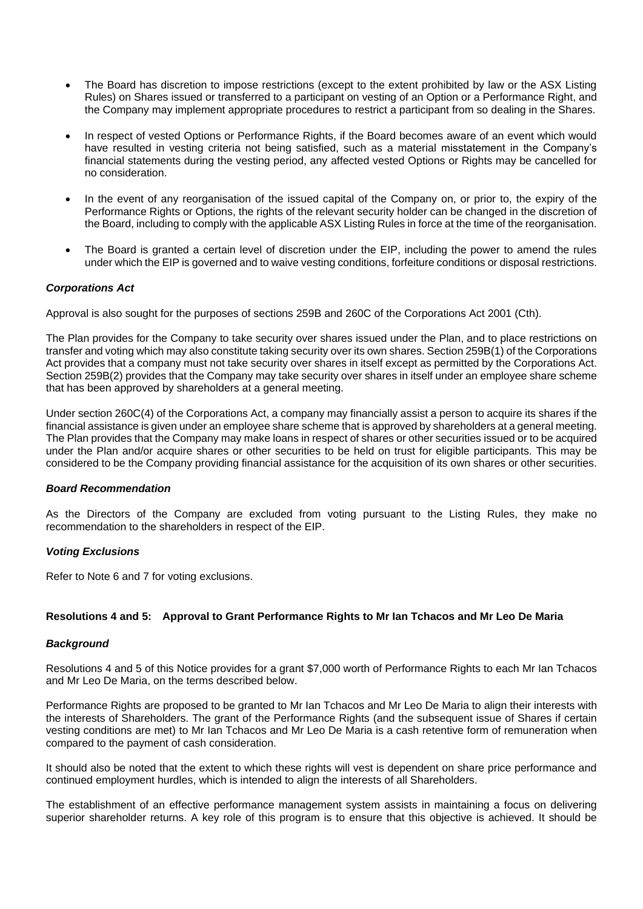- The Board has discretion to impose restrictions (except to the extent prohibited by law or the ASX Listing Rules) on Shares issued or transferred to a participant on vesting of an Option or a Performance Right, and the Company may implement appropriate procedures to restrict a participant from so dealing in the Shares.
- In respect of vested Options or Performance Rights, if the Board becomes aware of an event which would have resulted in vesting criteria not being satisfied, such as a material misstatement in the Company's financial statements during the vesting period, any affected vested Options or Rights may be cancelled for no consideration.
- In the event of any reorganisation of the issued capital of the Company on, or prior to, the expiry of the Performance Rights or Options, the rights of the relevant security holder can be changed in the discretion of the Board, including to comply with the applicable ASX Listing Rules in force at the time of the reorganisation.
- The Board is granted a certain level of discretion under the EIP, including the power to amend the rules under which the EIP is governed and to waive vesting conditions, forfeiture conditions or disposal restrictions.

***Corporations Act***

Approval is also sought for the purposes of sections 259B and 260C of the Corporations Act 2001 (Cth).

The Plan provides for the Company to take security over shares issued under the Plan, and to place restrictions on transfer and voting which may also constitute taking security over its own shares. Section 259B(1) of the Corporations Act provides that a company must not take security over shares in itself except as permitted by the Corporations Act. Section 259B(2) provides that the Company may take security over shares in itself under an employee share scheme that has been approved by shareholders at a general meeting.

Under section 260C(4) of the Corporations Act, a company may financially assist a person to acquire its shares if the financial assistance is given under an employee share scheme that is approved by shareholders at a general meeting. The Plan provides that the Company may make loans in respect of shares or other securities issued or to be acquired under the Plan and/or acquire shares or other securities to be held on trust for eligible participants. This may be considered to be the Company providing financial assistance for the acquisition of its own shares or other securities.

***Board Recommendation***

As the Directors of the Company are excluded from voting pursuant to the Listing Rules, they make no recommendation to the shareholders in respect of the EIP.

***Voting Exclusions***

Refer to Note 6 and 7 for voting exclusions.

**Resolutions 4 and 5: Approval to Grant Performance Rights to Mr Ian Tchacos and Mr Leo De Maria**

***Background***

Resolutions 4 and 5 of this Notice provides for a grant $7,000 worth of Performance Rights to each Mr Ian Tchacos and Mr Leo De Maria, on the terms described below.

Performance Rights are proposed to be granted to Mr Ian Tchacos and Mr Leo De Maria to align their interests with the interests of Shareholders. The grant of the Performance Rights (and the subsequent issue of Shares if certain vesting conditions are met) to Mr Ian Tchacos and Mr Leo De Maria is a cash retentive form of remuneration when compared to the payment of cash consideration.

It should also be noted that the extent to which these rights will vest is dependent on share price performance and continued employment hurdles, which is intended to align the interests of all Shareholders.

The establishment of an effective performance management system assists in maintaining a focus on delivering superior shareholder returns. A key role of this program is to ensure that this objective is achieved. It should be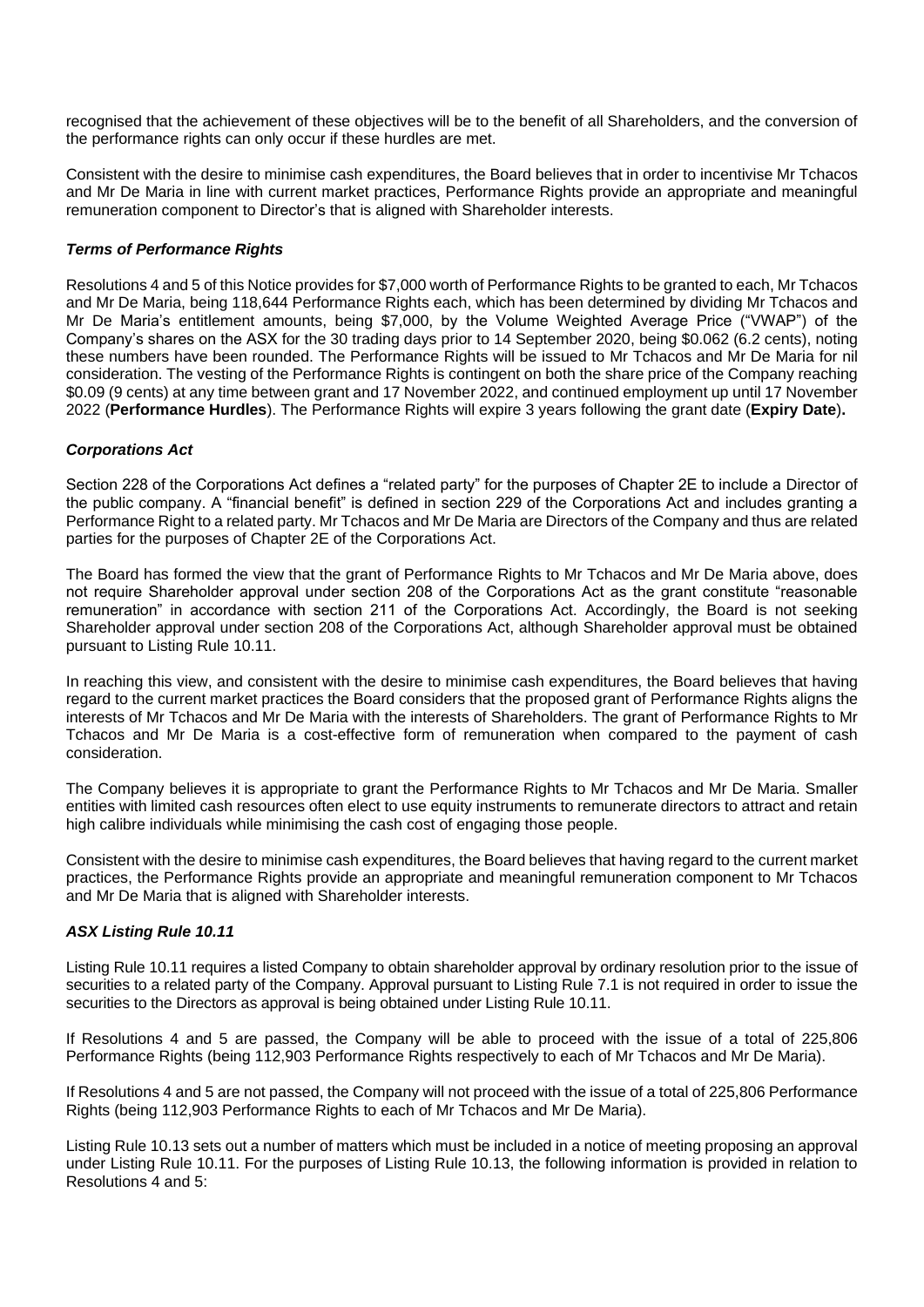recognised that the achievement of these objectives will be to the benefit of all Shareholders, and the conversion of the performance rights can only occur if these hurdles are met.

Consistent with the desire to minimise cash expenditures, the Board believes that in order to incentivise Mr Tchacos and Mr De Maria in line with current market practices, Performance Rights provide an appropriate and meaningful remuneration component to Director's that is aligned with Shareholder interests.

***Terms of Performance Rights***

Resolutions 4 and 5 of this Notice provides for $7,000 worth of Performance Rights to be granted to each, Mr Tchacos and Mr De Maria, being 118,644 Performance Rights each, which has been determined by dividing Mr Tchacos and Mr De Maria's entitlement amounts, being $7,000, by the Volume Weighted Average Price ("VWAP") of the Company's shares on the ASX for the 30 trading days prior to 14 September 2020, being $0.062 (6.2 cents), noting these numbers have been rounded. The Performance Rights will be issued to Mr Tchacos and Mr De Maria for nil consideration. The vesting of the Performance Rights is contingent on both the share price of the Company reaching $0.09 (9 cents) at any time between grant and 17 November 2022, and continued employment up until 17 November 2022 (**Performance Hurdles**). The Performance Rights will expire 3 years following the grant date (**Expiry Date**)**.**

***Corporations Act***

Section 228 of the Corporations Act defines a "related party" for the purposes of Chapter 2E to include a Director of the public company. A "financial benefit" is defined in section 229 of the Corporations Act and includes granting a Performance Right to a related party. Mr Tchacos and Mr De Maria are Directors of the Company and thus are related parties for the purposes of Chapter 2E of the Corporations Act.

The Board has formed the view that the grant of Performance Rights to Mr Tchacos and Mr De Maria above, does not require Shareholder approval under section 208 of the Corporations Act as the grant constitute "reasonable remuneration" in accordance with section 211 of the Corporations Act. Accordingly, the Board is not seeking Shareholder approval under section 208 of the Corporations Act, although Shareholder approval must be obtained pursuant to Listing Rule 10.11.

In reaching this view, and consistent with the desire to minimise cash expenditures, the Board believes that having regard to the current market practices the Board considers that the proposed grant of Performance Rights aligns the interests of Mr Tchacos and Mr De Maria with the interests of Shareholders. The grant of Performance Rights to Mr Tchacos and Mr De Maria is a cost-effective form of remuneration when compared to the payment of cash consideration.

The Company believes it is appropriate to grant the Performance Rights to Mr Tchacos and Mr De Maria. Smaller entities with limited cash resources often elect to use equity instruments to remunerate directors to attract and retain high calibre individuals while minimising the cash cost of engaging those people.

Consistent with the desire to minimise cash expenditures, the Board believes that having regard to the current market practices, the Performance Rights provide an appropriate and meaningful remuneration component to Mr Tchacos and Mr De Maria that is aligned with Shareholder interests.

***ASX Listing Rule 10.11***

Listing Rule 10.11 requires a listed Company to obtain shareholder approval by ordinary resolution prior to the issue of securities to a related party of the Company. Approval pursuant to Listing Rule 7.1 is not required in order to issue the securities to the Directors as approval is being obtained under Listing Rule 10.11.

If Resolutions 4 and 5 are passed, the Company will be able to proceed with the issue of a total of 225,806 Performance Rights (being 112,903 Performance Rights respectively to each of Mr Tchacos and Mr De Maria).

If Resolutions 4 and 5 are not passed, the Company will not proceed with the issue of a total of 225,806 Performance Rights (being 112,903 Performance Rights to each of Mr Tchacos and Mr De Maria).

Listing Rule 10.13 sets out a number of matters which must be included in a notice of meeting proposing an approval under Listing Rule 10.11. For the purposes of Listing Rule 10.13, the following information is provided in relation to Resolutions 4 and 5: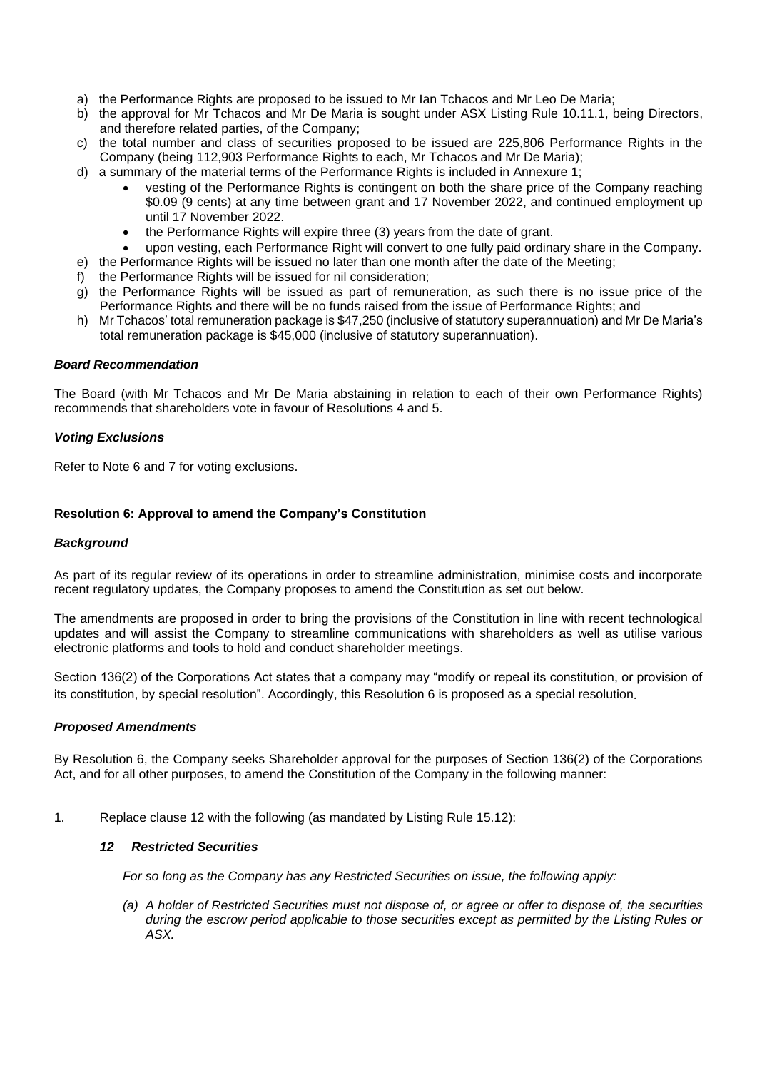a) the Performance Rights are proposed to be issued to Mr Ian Tchacos and Mr Leo De Maria;
b) the approval for Mr Tchacos and Mr De Maria is sought under ASX Listing Rule 10.11.1, being Directors, and therefore related parties, of the Company;
c) the total number and class of securities proposed to be issued are 225,806 Performance Rights in the Company (being 112,903 Performance Rights to each, Mr Tchacos and Mr De Maria);
d) a summary of the material terms of the Performance Rights is included in Annexure 1;
    - vesting of the Performance Rights is contingent on both the share price of the Company reaching $0.09 (9 cents) at any time between grant and 17 November 2022, and continued employment up until 17 November 2022.
    - the Performance Rights will expire three (3) years from the date of grant.
    - upon vesting, each Performance Right will convert to one fully paid ordinary share in the Company.
e) the Performance Rights will be issued no later than one month after the date of the Meeting;
f) the Performance Rights will be issued for nil consideration;
g) the Performance Rights will be issued as part of remuneration, as such there is no issue price of the Performance Rights and there will be no funds raised from the issue of Performance Rights; and
h) Mr Tchacos' total remuneration package is $47,250 (inclusive of statutory superannuation) and Mr De Maria's total remuneration package is $45,000 (inclusive of statutory superannuation).

***Board Recommendation***

The Board (with Mr Tchacos and Mr De Maria abstaining in relation to each of their own Performance Rights) recommends that shareholders vote in favour of Resolutions 4 and 5.

***Voting Exclusions***

Refer to Note 6 and 7 for voting exclusions.

**Resolution 6: Approval to amend the Company's Constitution**

***Background***

As part of its regular review of its operations in order to streamline administration, minimise costs and incorporate recent regulatory updates, the Company proposes to amend the Constitution as set out below.

The amendments are proposed in order to bring the provisions of the Constitution in line with recent technological updates and will assist the Company to streamline communications with shareholders as well as utilise various electronic platforms and tools to hold and conduct shareholder meetings.

Section 136(2) of the Corporations Act states that a company may "modify or repeal its constitution, or provision of its constitution, by special resolution". Accordingly, this Resolution 6 is proposed as a special resolution.

***Proposed Amendments***

By Resolution 6, the Company seeks Shareholder approval for the purposes of Section 136(2) of the Corporations Act, and for all other purposes, to amend the Constitution of the Company in the following manner:

1. Replace clause 12 with the following (as mandated by Listing Rule 15.12):

***12 Restricted Securities***

*For so long as the Company has any Restricted Securities on issue, the following apply:*

*(a) A holder of Restricted Securities must not dispose of, or agree or offer to dispose of, the securities during the escrow period applicable to those securities except as permitted by the Listing Rules or ASX.*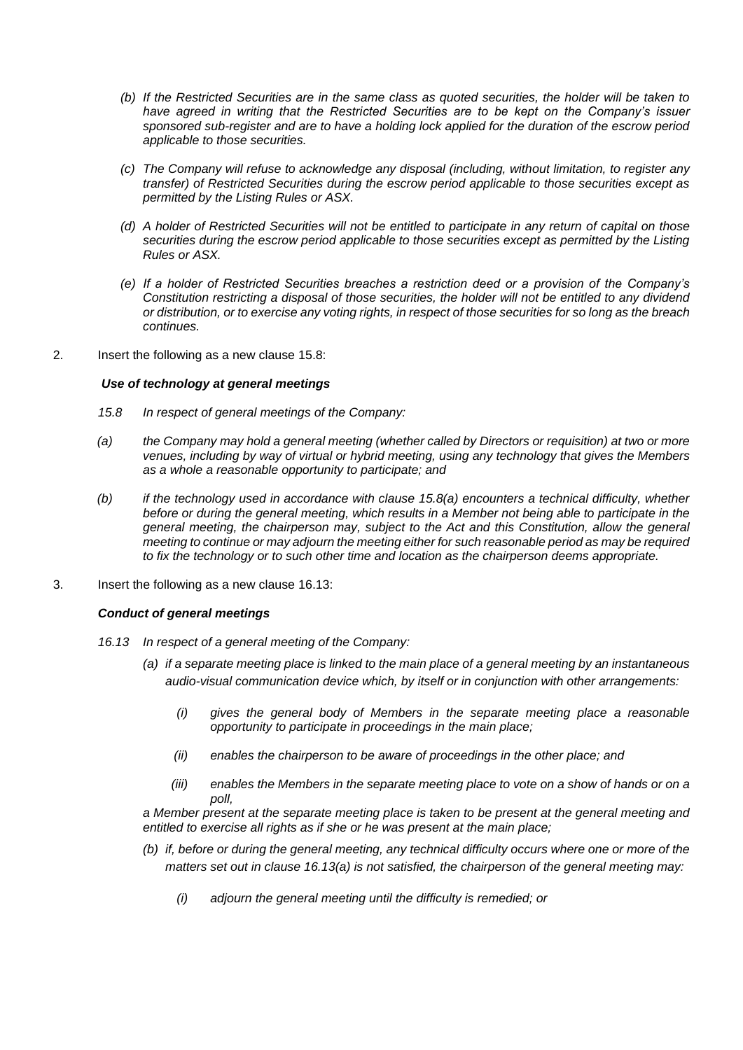*(b) If the Restricted Securities are in the same class as quoted securities, the holder will be taken to have agreed in writing that the Restricted Securities are to be kept on the Company's issuer sponsored sub-register and are to have a holding lock applied for the duration of the escrow period applicable to those securities.*

*(c) The Company will refuse to acknowledge any disposal (including, without limitation, to register any transfer) of Restricted Securities during the escrow period applicable to those securities except as permitted by the Listing Rules or ASX.*

*(d) A holder of Restricted Securities will not be entitled to participate in any return of capital on those securities during the escrow period applicable to those securities except as permitted by the Listing Rules or ASX.*

*(e) If a holder of Restricted Securities breaches a restriction deed or a provision of the Company's Constitution restricting a disposal of those securities, the holder will not be entitled to any dividend or distribution, or to exercise any voting rights, in respect of those securities for so long as the breach continues.*

2. Insert the following as a new clause 15.8:

***Use of technology at general meetings***

*15.8 In respect of general meetings of the Company:*

*(a) the Company may hold a general meeting (whether called by Directors or requisition) at two or more venues, including by way of virtual or hybrid meeting, using any technology that gives the Members as a whole a reasonable opportunity to participate; and*

*(b) if the technology used in accordance with clause 15.8(a) encounters a technical difficulty, whether before or during the general meeting, which results in a Member not being able to participate in the general meeting, the chairperson may, subject to the Act and this Constitution, allow the general meeting to continue or may adjourn the meeting either for such reasonable period as may be required to fix the technology or to such other time and location as the chairperson deems appropriate.*

3. Insert the following as a new clause 16.13:

***Conduct of general meetings***

*16.13 In respect of a general meeting of the Company:*

*(a) if a separate meeting place is linked to the main place of a general meeting by an instantaneous audio-visual communication device which, by itself or in conjunction with other arrangements:*

*(i) gives the general body of Members in the separate meeting place a reasonable opportunity to participate in proceedings in the main place;*

*(ii) enables the chairperson to be aware of proceedings in the other place; and*

*(iii) enables the Members in the separate meeting place to vote on a show of hands or on a poll,*

*a Member present at the separate meeting place is taken to be present at the general meeting and entitled to exercise all rights as if she or he was present at the main place;*

*(b) if, before or during the general meeting, any technical difficulty occurs where one or more of the matters set out in clause 16.13(a) is not satisfied, the chairperson of the general meeting may:*

*(i) adjourn the general meeting until the difficulty is remedied; or*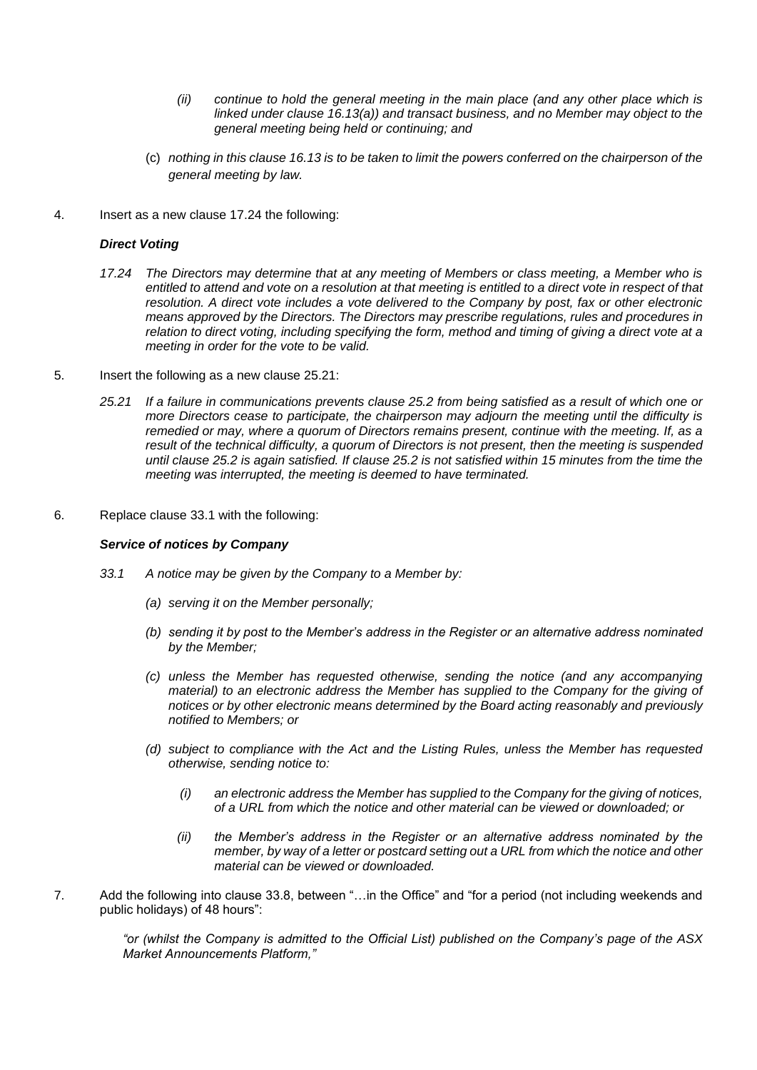*(ii) continue to hold the general meeting in the main place (and any other place which is linked under clause 16.13(a)) and transact business, and no Member may object to the general meeting being held or continuing; and*

(c) *nothing in this clause 16.13 is to be taken to limit the powers conferred on the chairperson of the general meeting by law.*

4. Insert as a new clause 17.24 the following:

***Direct Voting***

*17.24 The Directors may determine that at any meeting of Members or class meeting, a Member who is entitled to attend and vote on a resolution at that meeting is entitled to a direct vote in respect of that resolution. A direct vote includes a vote delivered to the Company by post, fax or other electronic means approved by the Directors. The Directors may prescribe regulations, rules and procedures in relation to direct voting, including specifying the form, method and timing of giving a direct vote at a meeting in order for the vote to be valid.*

5. Insert the following as a new clause 25.21:

*25.21 If a failure in communications prevents clause 25.2 from being satisfied as a result of which one or more Directors cease to participate, the chairperson may adjourn the meeting until the difficulty is remedied or may, where a quorum of Directors remains present, continue with the meeting. If, as a result of the technical difficulty, a quorum of Directors is not present, then the meeting is suspended until clause 25.2 is again satisfied. If clause 25.2 is not satisfied within 15 minutes from the time the meeting was interrupted, the meeting is deemed to have terminated.*

6. Replace clause 33.1 with the following:

***Service of notices by Company***

*33.1 A notice may be given by the Company to a Member by:*

*(a) serving it on the Member personally;*

*(b) sending it by post to the Member's address in the Register or an alternative address nominated by the Member;*

*(c) unless the Member has requested otherwise, sending the notice (and any accompanying material) to an electronic address the Member has supplied to the Company for the giving of notices or by other electronic means determined by the Board acting reasonably and previously notified to Members; or*

*(d) subject to compliance with the Act and the Listing Rules, unless the Member has requested otherwise, sending notice to:*

*(i) an electronic address the Member has supplied to the Company for the giving of notices, of a URL from which the notice and other material can be viewed or downloaded; or*

*(ii) the Member's address in the Register or an alternative address nominated by the member, by way of a letter or postcard setting out a URL from which the notice and other material can be viewed or downloaded.*

7. Add the following into clause 33.8, between "…in the Office" and "for a period (not including weekends and public holidays) of 48 hours":

*"or (whilst the Company is admitted to the Official List) published on the Company's page of the ASX Market Announcements Platform,"*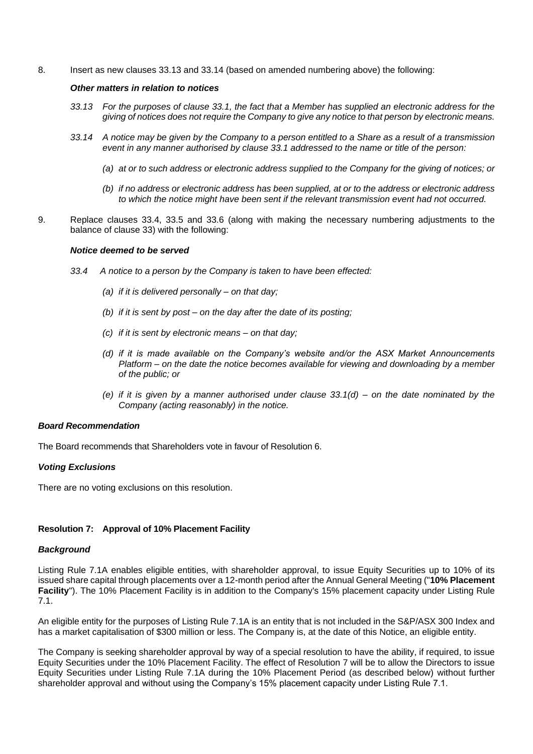8. Insert as new clauses 33.13 and 33.14 (based on amended numbering above) the following:

***Other matters in relation to notices***

*33.13 For the purposes of clause 33.1, the fact that a Member has supplied an electronic address for the giving of notices does not require the Company to give any notice to that person by electronic means.*

*33.14 A notice may be given by the Company to a person entitled to a Share as a result of a transmission event in any manner authorised by clause 33.1 addressed to the name or title of the person:*

*(a) at or to such address or electronic address supplied to the Company for the giving of notices; or*

*(b) if no address or electronic address has been supplied, at or to the address or electronic address to which the notice might have been sent if the relevant transmission event had not occurred.*

9. Replace clauses 33.4, 33.5 and 33.6 (along with making the necessary numbering adjustments to the balance of clause 33) with the following:

***Notice deemed to be served***

*33.4 A notice to a person by the Company is taken to have been effected:*

*(a) if it is delivered personally – on that day;*

*(b) if it is sent by post – on the day after the date of its posting;*

*(c) if it is sent by electronic means – on that day;*

*(d) if it is made available on the Company's website and/or the ASX Market Announcements Platform – on the date the notice becomes available for viewing and downloading by a member of the public; or*

*(e) if it is given by a manner authorised under clause 33.1(d) – on the date nominated by the Company (acting reasonably) in the notice.*

***Board Recommendation***

The Board recommends that Shareholders vote in favour of Resolution 6.

***Voting Exclusions***

There are no voting exclusions on this resolution.

**Resolution 7: Approval of 10% Placement Facility**

***Background***

Listing Rule 7.1A enables eligible entities, with shareholder approval, to issue Equity Securities up to 10% of its issued share capital through placements over a 12-month period after the Annual General Meeting ("**10% Placement Facility**"). The 10% Placement Facility is in addition to the Company's 15% placement capacity under Listing Rule 7.1.

An eligible entity for the purposes of Listing Rule 7.1A is an entity that is not included in the S&P/ASX 300 Index and has a market capitalisation of $300 million or less. The Company is, at the date of this Notice, an eligible entity.

The Company is seeking shareholder approval by way of a special resolution to have the ability, if required, to issue Equity Securities under the 10% Placement Facility. The effect of Resolution 7 will be to allow the Directors to issue Equity Securities under Listing Rule 7.1A during the 10% Placement Period (as described below) without further shareholder approval and without using the Company's 15% placement capacity under Listing Rule 7.1.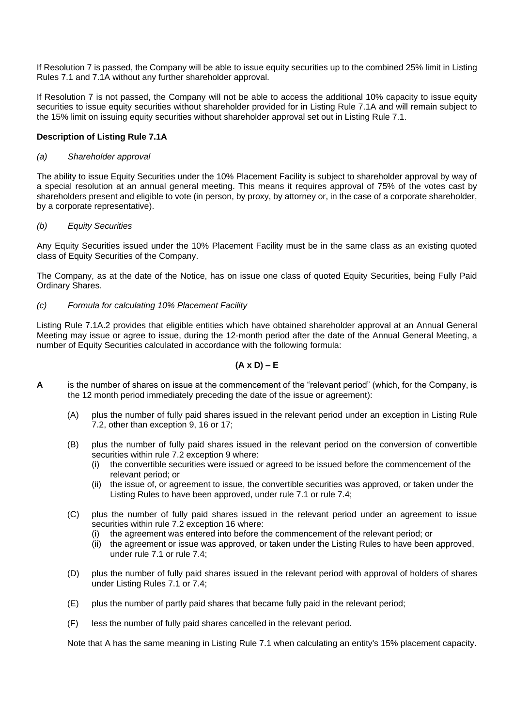If Resolution 7 is passed, the Company will be able to issue equity securities up to the combined 25% limit in Listing Rules 7.1 and 7.1A without any further shareholder approval.

If Resolution 7 is not passed, the Company will not be able to access the additional 10% capacity to issue equity securities to issue equity securities without shareholder provided for in Listing Rule 7.1A and will remain subject to the 15% limit on issuing equity securities without shareholder approval set out in Listing Rule 7.1.

**Description of Listing Rule 7.1A**

*(a) Shareholder approval*

The ability to issue Equity Securities under the 10% Placement Facility is subject to shareholder approval by way of a special resolution at an annual general meeting. This means it requires approval of 75% of the votes cast by shareholders present and eligible to vote (in person, by proxy, by attorney or, in the case of a corporate shareholder, by a corporate representative).

*(b) Equity Securities*

Any Equity Securities issued under the 10% Placement Facility must be in the same class as an existing quoted class of Equity Securities of the Company.

The Company, as at the date of the Notice, has on issue one class of quoted Equity Securities, being Fully Paid Ordinary Shares.

*(c) Formula for calculating 10% Placement Facility*

Listing Rule 7.1A.2 provides that eligible entities which have obtained shareholder approval at an Annual General Meeting may issue or agree to issue, during the 12-month period after the date of the Annual General Meeting, a number of Equity Securities calculated in accordance with the following formula:

$$(A \times D) - E$$

**A** is the number of shares on issue at the commencement of the "relevant period" (which, for the Company, is the 12 month period immediately preceding the date of the issue or agreement):

(A) plus the number of fully paid shares issued in the relevant period under an exception in Listing Rule 7.2, other than exception 9, 16 or 17;

(B) plus the number of fully paid shares issued in the relevant period on the conversion of convertible securities within rule 7.2 exception 9 where:
   (i) the convertible securities were issued or agreed to be issued before the commencement of the relevant period; or
   (ii) the issue of, or agreement to issue, the convertible securities was approved, or taken under the Listing Rules to have been approved, under rule 7.1 or rule 7.4;

(C) plus the number of fully paid shares issued in the relevant period under an agreement to issue securities within rule 7.2 exception 16 where:
   (i) the agreement was entered into before the commencement of the relevant period; or
   (ii) the agreement or issue was approved, or taken under the Listing Rules to have been approved, under rule 7.1 or rule 7.4;

(D) plus the number of fully paid shares issued in the relevant period with approval of holders of shares under Listing Rules 7.1 or 7.4;

(E) plus the number of partly paid shares that became fully paid in the relevant period;

(F) less the number of fully paid shares cancelled in the relevant period.

Note that A has the same meaning in Listing Rule 7.1 when calculating an entity's 15% placement capacity.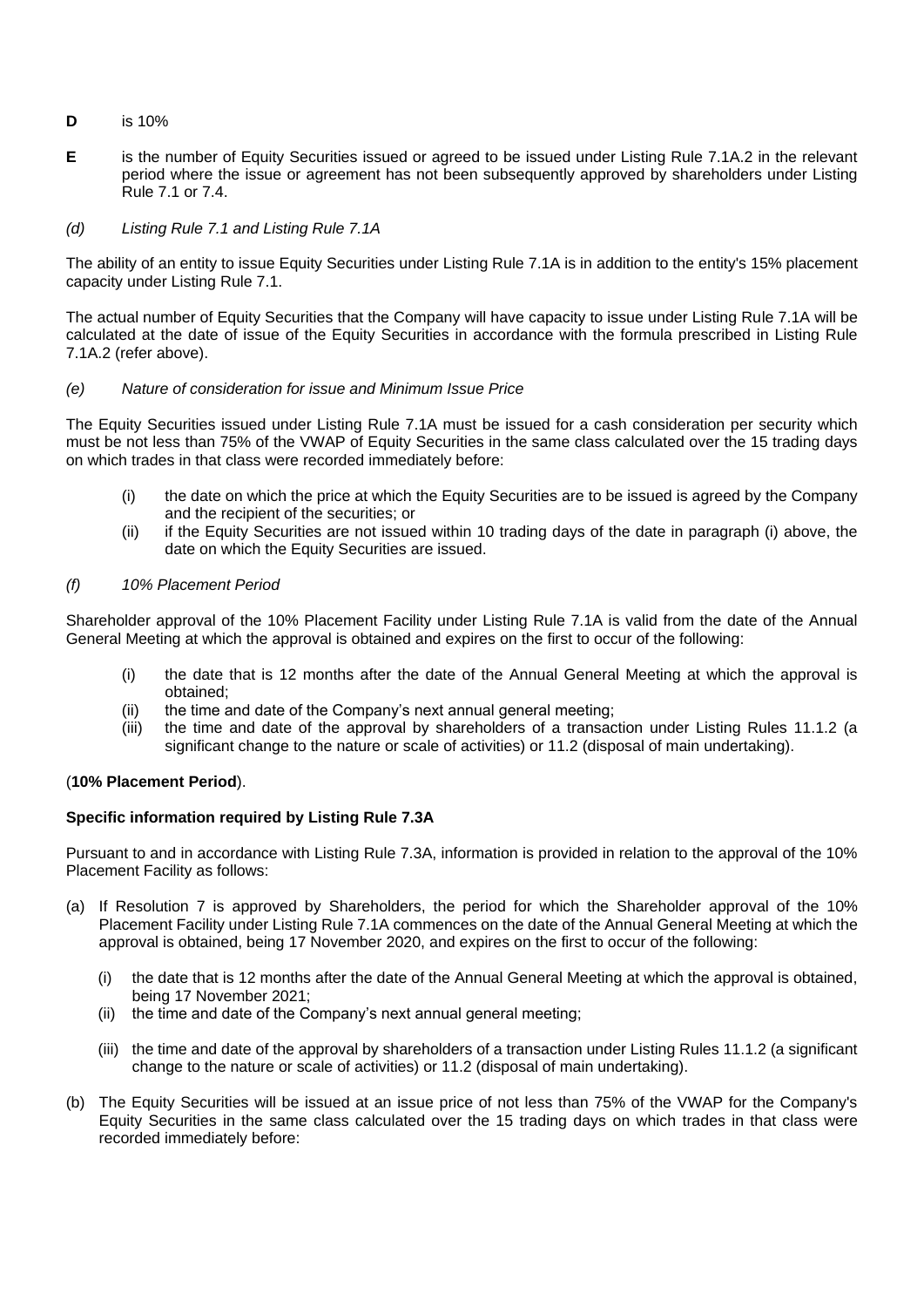**D** is 10%

**E** is the number of Equity Securities issued or agreed to be issued under Listing Rule 7.1A.2 in the relevant period where the issue or agreement has not been subsequently approved by shareholders under Listing Rule 7.1 or 7.4.

*(d) Listing Rule 7.1 and Listing Rule 7.1A*

The ability of an entity to issue Equity Securities under Listing Rule 7.1A is in addition to the entity's 15% placement capacity under Listing Rule 7.1.

The actual number of Equity Securities that the Company will have capacity to issue under Listing Rule 7.1A will be calculated at the date of issue of the Equity Securities in accordance with the formula prescribed in Listing Rule 7.1A.2 (refer above).

*(e) Nature of consideration for issue and Minimum Issue Price*

The Equity Securities issued under Listing Rule 7.1A must be issued for a cash consideration per security which must be not less than 75% of the VWAP of Equity Securities in the same class calculated over the 15 trading days on which trades in that class were recorded immediately before:

(i) the date on which the price at which the Equity Securities are to be issued is agreed by the Company and the recipient of the securities; or
(ii) if the Equity Securities are not issued within 10 trading days of the date in paragraph (i) above, the date on which the Equity Securities are issued.

*(f) 10% Placement Period*

Shareholder approval of the 10% Placement Facility under Listing Rule 7.1A is valid from the date of the Annual General Meeting at which the approval is obtained and expires on the first to occur of the following:

(i) the date that is 12 months after the date of the Annual General Meeting at which the approval is obtained;
(ii) the time and date of the Company's next annual general meeting;
(iii) the time and date of the approval by shareholders of a transaction under Listing Rules 11.1.2 (a significant change to the nature or scale of activities) or 11.2 (disposal of main undertaking).

(**10% Placement Period**).

**Specific information required by Listing Rule 7.3A**

Pursuant to and in accordance with Listing Rule 7.3A, information is provided in relation to the approval of the 10% Placement Facility as follows:

(a) If Resolution 7 is approved by Shareholders, the period for which the Shareholder approval of the 10% Placement Facility under Listing Rule 7.1A commences on the date of the Annual General Meeting at which the approval is obtained, being 17 November 2020, and expires on the first to occur of the following:

   (i) the date that is 12 months after the date of the Annual General Meeting at which the approval is obtained, being 17 November 2021;
   (ii) the time and date of the Company's next annual general meeting;
   (iii) the time and date of the approval by shareholders of a transaction under Listing Rules 11.1.2 (a significant change to the nature or scale of activities) or 11.2 (disposal of main undertaking).

(b) The Equity Securities will be issued at an issue price of not less than 75% of the VWAP for the Company's Equity Securities in the same class calculated over the 15 trading days on which trades in that class were recorded immediately before: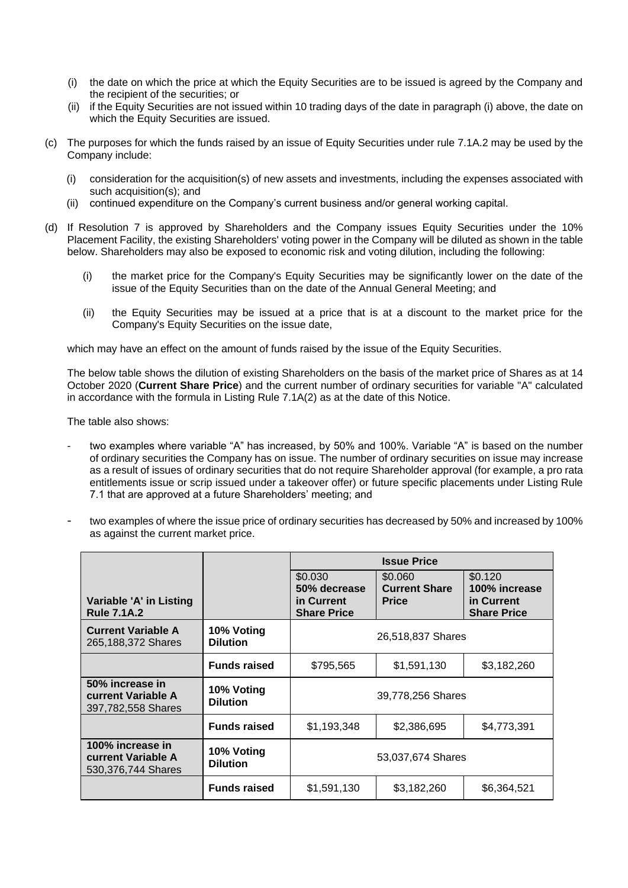(i) the date on which the price at which the Equity Securities are to be issued is agreed by the Company and the recipient of the securities; or
(ii) if the Equity Securities are not issued within 10 trading days of the date in paragraph (i) above, the date on which the Equity Securities are issued.

(c) The purposes for which the funds raised by an issue of Equity Securities under rule 7.1A.2 may be used by the Company include:

(i) consideration for the acquisition(s) of new assets and investments, including the expenses associated with such acquisition(s); and
(ii) continued expenditure on the Company's current business and/or general working capital.

(d) If Resolution 7 is approved by Shareholders and the Company issues Equity Securities under the 10% Placement Facility, the existing Shareholders' voting power in the Company will be diluted as shown in the table below. Shareholders may also be exposed to economic risk and voting dilution, including the following:

(i) the market price for the Company's Equity Securities may be significantly lower on the date of the issue of the Equity Securities than on the date of the Annual General Meeting; and

(ii) the Equity Securities may be issued at a price that is at a discount to the market price for the Company's Equity Securities on the issue date,

which may have an effect on the amount of funds raised by the issue of the Equity Securities.

The below table shows the dilution of existing Shareholders on the basis of the market price of Shares as at 14 October 2020 (**Current Share Price**) and the current number of ordinary securities for variable "A" calculated in accordance with the formula in Listing Rule 7.1A(2) as at the date of this Notice.

The table also shows:

- two examples where variable "A" has increased, by 50% and 100%. Variable "A" is based on the number of ordinary securities the Company has on issue. The number of ordinary securities on issue may increase as a result of issues of ordinary securities that do not require Shareholder approval (for example, a pro rata entitlements issue or scrip issued under a takeover offer) or future specific placements under Listing Rule 7.1 that are approved at a future Shareholders' meeting; and

- two examples of where the issue price of ordinary securities has decreased by 50% and increased by 100% as against the current market price.

| | | **Issue Price** | | |
|---|---|---|---|---|
| **Variable 'A' in Listing Rule 7.1A.2** | | $0.030 **50% decrease in Current Share Price** | $0.060 **Current Share Price** | $0.120 **100% increase in Current Share Price** |
| **Current Variable A** 265,188,372 Shares | **10% Voting Dilution** | 26,518,837 Shares | | |
| | **Funds raised** | $795,565 | $1,591,130 | $3,182,260 |
| **50% increase in current Variable A** 397,782,558 Shares | **10% Voting Dilution** | 39,778,256 Shares | | |
| | **Funds raised** | $1,193,348 | $2,386,695 | $4,773,391 |
| **100% increase in current Variable A** 530,376,744 Shares | **10% Voting Dilution** | 53,037,674 Shares | | |
| | **Funds raised** | $1,591,130 | $3,182,260 | $6,364,521 |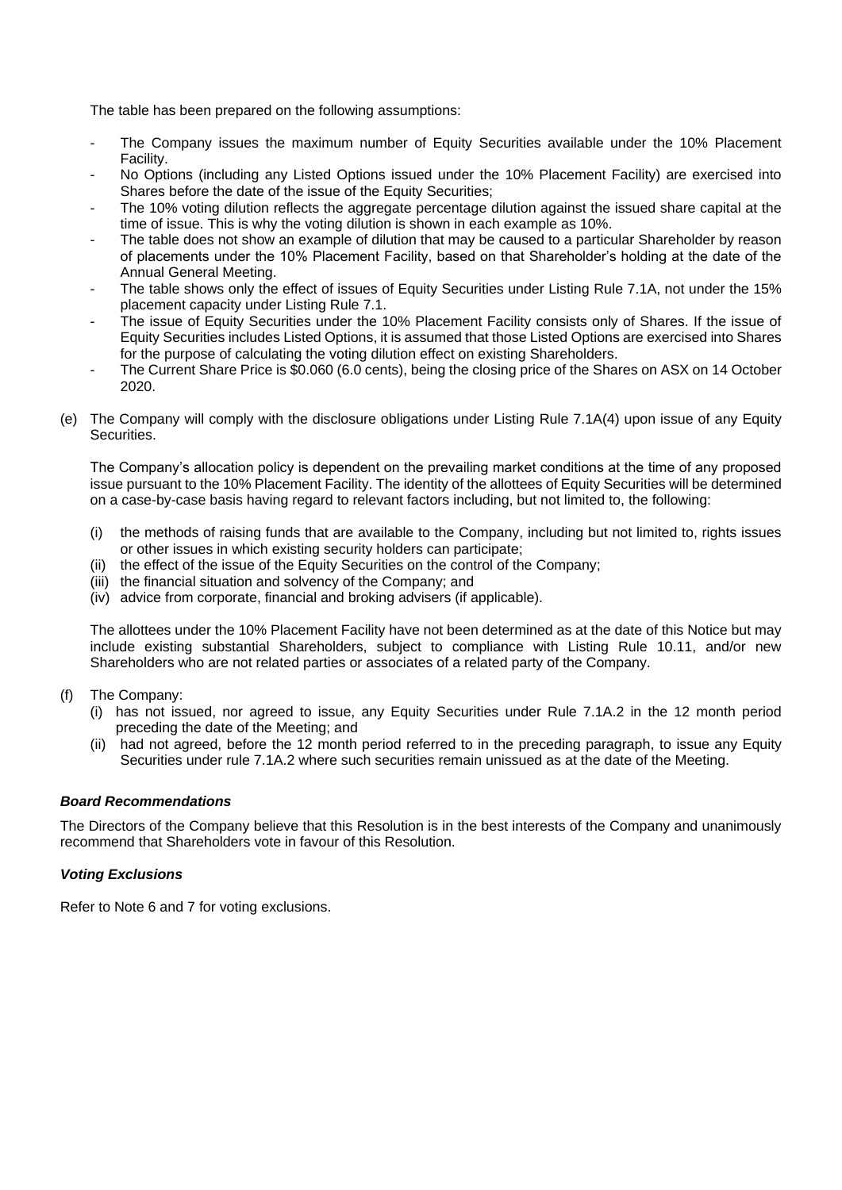The table has been prepared on the following assumptions:

- The Company issues the maximum number of Equity Securities available under the 10% Placement Facility.
- No Options (including any Listed Options issued under the 10% Placement Facility) are exercised into Shares before the date of the issue of the Equity Securities;
- The 10% voting dilution reflects the aggregate percentage dilution against the issued share capital at the time of issue. This is why the voting dilution is shown in each example as 10%.
- The table does not show an example of dilution that may be caused to a particular Shareholder by reason of placements under the 10% Placement Facility, based on that Shareholder's holding at the date of the Annual General Meeting.
- The table shows only the effect of issues of Equity Securities under Listing Rule 7.1A, not under the 15% placement capacity under Listing Rule 7.1.
- The issue of Equity Securities under the 10% Placement Facility consists only of Shares. If the issue of Equity Securities includes Listed Options, it is assumed that those Listed Options are exercised into Shares for the purpose of calculating the voting dilution effect on existing Shareholders.
- The Current Share Price is $0.060 (6.0 cents), being the closing price of the Shares on ASX on 14 October 2020.

(e) The Company will comply with the disclosure obligations under Listing Rule 7.1A(4) upon issue of any Equity Securities.

The Company's allocation policy is dependent on the prevailing market conditions at the time of any proposed issue pursuant to the 10% Placement Facility. The identity of the allottees of Equity Securities will be determined on a case-by-case basis having regard to relevant factors including, but not limited to, the following:

(i) the methods of raising funds that are available to the Company, including but not limited to, rights issues or other issues in which existing security holders can participate;
(ii) the effect of the issue of the Equity Securities on the control of the Company;
(iii) the financial situation and solvency of the Company; and
(iv) advice from corporate, financial and broking advisers (if applicable).

The allottees under the 10% Placement Facility have not been determined as at the date of this Notice but may include existing substantial Shareholders, subject to compliance with Listing Rule 10.11, and/or new Shareholders who are not related parties or associates of a related party of the Company.

(f) The Company:
(i) has not issued, nor agreed to issue, any Equity Securities under Rule 7.1A.2 in the 12 month period preceding the date of the Meeting; and
(ii) had not agreed, before the 12 month period referred to in the preceding paragraph, to issue any Equity Securities under rule 7.1A.2 where such securities remain unissued as at the date of the Meeting.

***Board Recommendations***

The Directors of the Company believe that this Resolution is in the best interests of the Company and unanimously recommend that Shareholders vote in favour of this Resolution.

***Voting Exclusions***

Refer to Note 6 and 7 for voting exclusions.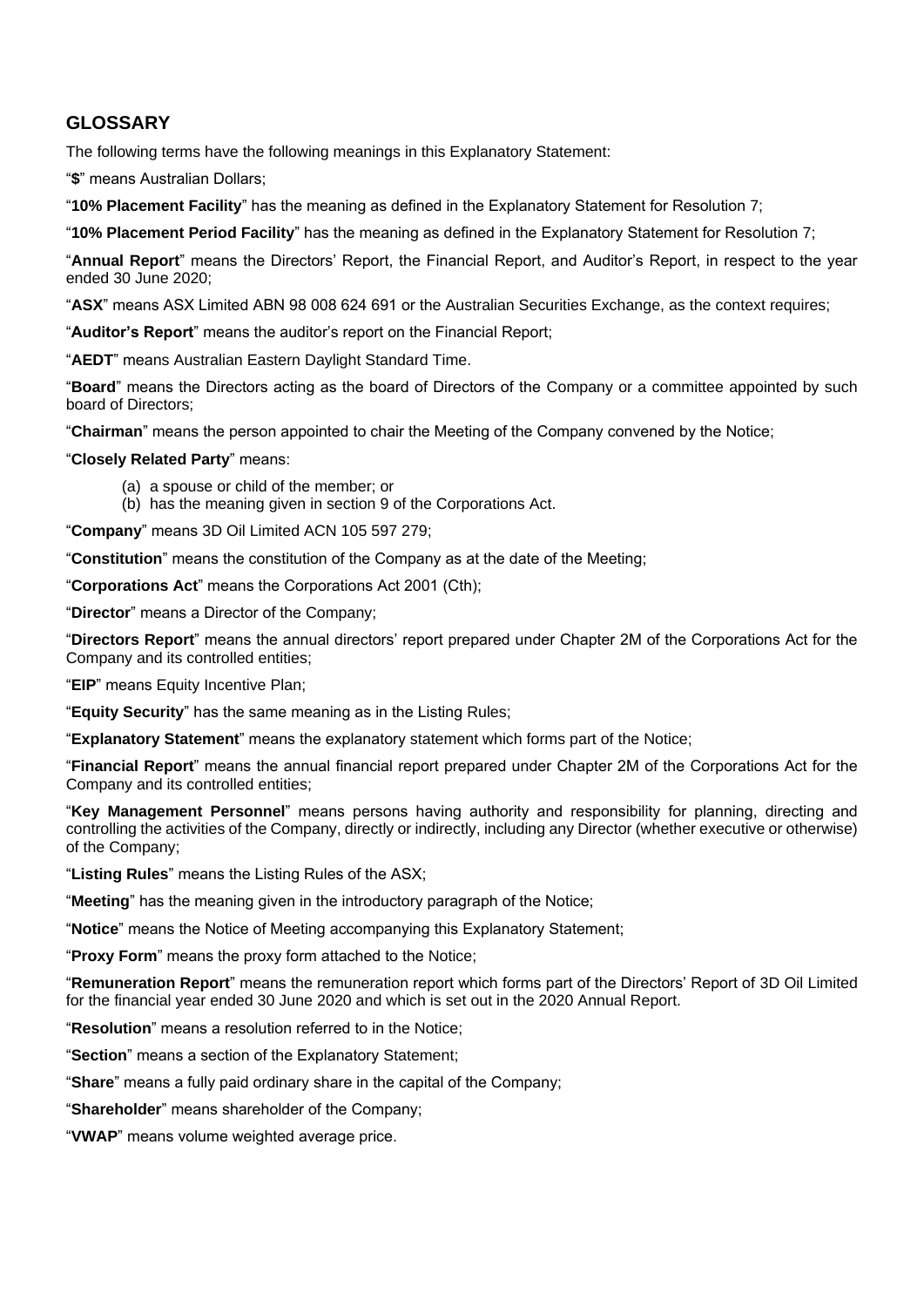## GLOSSARY

The following terms have the following meanings in this Explanatory Statement:

"**$**" means Australian Dollars;

"**10% Placement Facility**" has the meaning as defined in the Explanatory Statement for Resolution 7;

"**10% Placement Period Facility**" has the meaning as defined in the Explanatory Statement for Resolution 7;

"**Annual Report**" means the Directors' Report, the Financial Report, and Auditor's Report, in respect to the year ended 30 June 2020;

"**ASX**" means ASX Limited ABN 98 008 624 691 or the Australian Securities Exchange, as the context requires;

"**Auditor's Report**" means the auditor's report on the Financial Report;

"**AEDT**" means Australian Eastern Daylight Standard Time.

"**Board**" means the Directors acting as the board of Directors of the Company or a committee appointed by such board of Directors;

"**Chairman**" means the person appointed to chair the Meeting of the Company convened by the Notice;

"**Closely Related Party**" means:

(a) a spouse or child of the member; or
(b) has the meaning given in section 9 of the Corporations Act.

"**Company**" means 3D Oil Limited ACN 105 597 279;

"**Constitution**" means the constitution of the Company as at the date of the Meeting;

"**Corporations Act**" means the Corporations Act 2001 (Cth);

"**Director**" means a Director of the Company;

"**Directors Report**" means the annual directors' report prepared under Chapter 2M of the Corporations Act for the Company and its controlled entities;

"**EIP**" means Equity Incentive Plan;

"**Equity Security**" has the same meaning as in the Listing Rules;

"**Explanatory Statement**" means the explanatory statement which forms part of the Notice;

"**Financial Report**" means the annual financial report prepared under Chapter 2M of the Corporations Act for the Company and its controlled entities;

"**Key Management Personnel**" means persons having authority and responsibility for planning, directing and controlling the activities of the Company, directly or indirectly, including any Director (whether executive or otherwise) of the Company;

"**Listing Rules**" means the Listing Rules of the ASX;

"**Meeting**" has the meaning given in the introductory paragraph of the Notice;

"**Notice**" means the Notice of Meeting accompanying this Explanatory Statement;

"**Proxy Form**" means the proxy form attached to the Notice;

"**Remuneration Report**" means the remuneration report which forms part of the Directors' Report of 3D Oil Limited for the financial year ended 30 June 2020 and which is set out in the 2020 Annual Report.

"**Resolution**" means a resolution referred to in the Notice;

"**Section**" means a section of the Explanatory Statement;

"**Share**" means a fully paid ordinary share in the capital of the Company;

"**Shareholder**" means shareholder of the Company;

"**VWAP**" means volume weighted average price.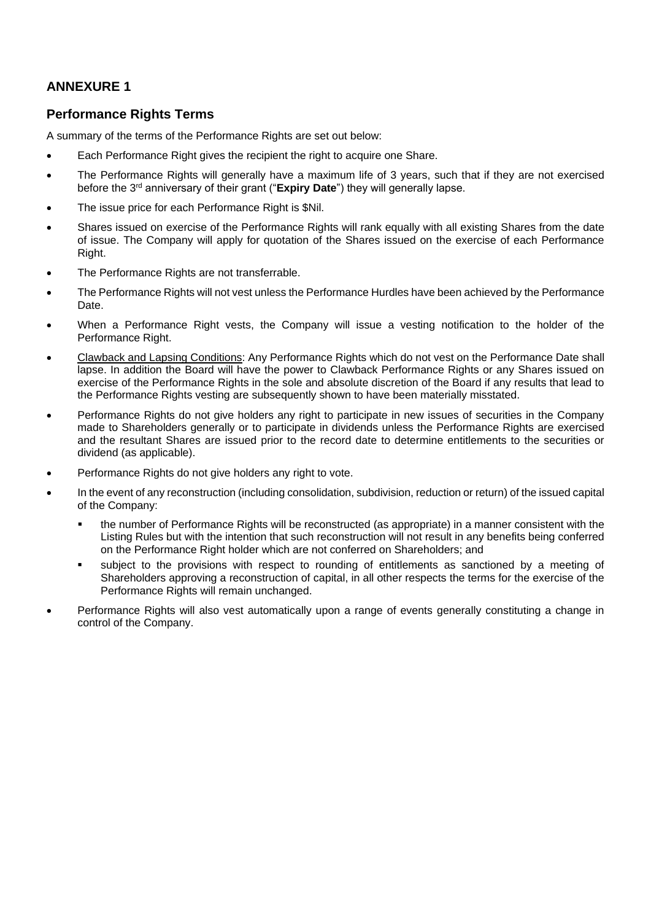## ANNEXURE 1

### Performance Rights Terms

A summary of the terms of the Performance Rights are set out below:

- Each Performance Right gives the recipient the right to acquire one Share.
- The Performance Rights will generally have a maximum life of 3 years, such that if they are not exercised before the 3rd anniversary of their grant ("**Expiry Date**") they will generally lapse.
- The issue price for each Performance Right is $Nil.
- Shares issued on exercise of the Performance Rights will rank equally with all existing Shares from the date of issue. The Company will apply for quotation of the Shares issued on the exercise of each Performance Right.
- The Performance Rights are not transferrable.
- The Performance Rights will not vest unless the Performance Hurdles have been achieved by the Performance Date.
- When a Performance Right vests, the Company will issue a vesting notification to the holder of the Performance Right.
- Clawback and Lapsing Conditions: Any Performance Rights which do not vest on the Performance Date shall lapse. In addition the Board will have the power to Clawback Performance Rights or any Shares issued on exercise of the Performance Rights in the sole and absolute discretion of the Board if any results that lead to the Performance Rights vesting are subsequently shown to have been materially misstated.
- Performance Rights do not give holders any right to participate in new issues of securities in the Company made to Shareholders generally or to participate in dividends unless the Performance Rights are exercised and the resultant Shares are issued prior to the record date to determine entitlements to the securities or dividend (as applicable).
- Performance Rights do not give holders any right to vote.
- In the event of any reconstruction (including consolidation, subdivision, reduction or return) of the issued capital of the Company:
  - the number of Performance Rights will be reconstructed (as appropriate) in a manner consistent with the Listing Rules but with the intention that such reconstruction will not result in any benefits being conferred on the Performance Right holder which are not conferred on Shareholders; and
  - subject to the provisions with respect to rounding of entitlements as sanctioned by a meeting of Shareholders approving a reconstruction of capital, in all other respects the terms for the exercise of the Performance Rights will remain unchanged.
- Performance Rights will also vest automatically upon a range of events generally constituting a change in control of the Company.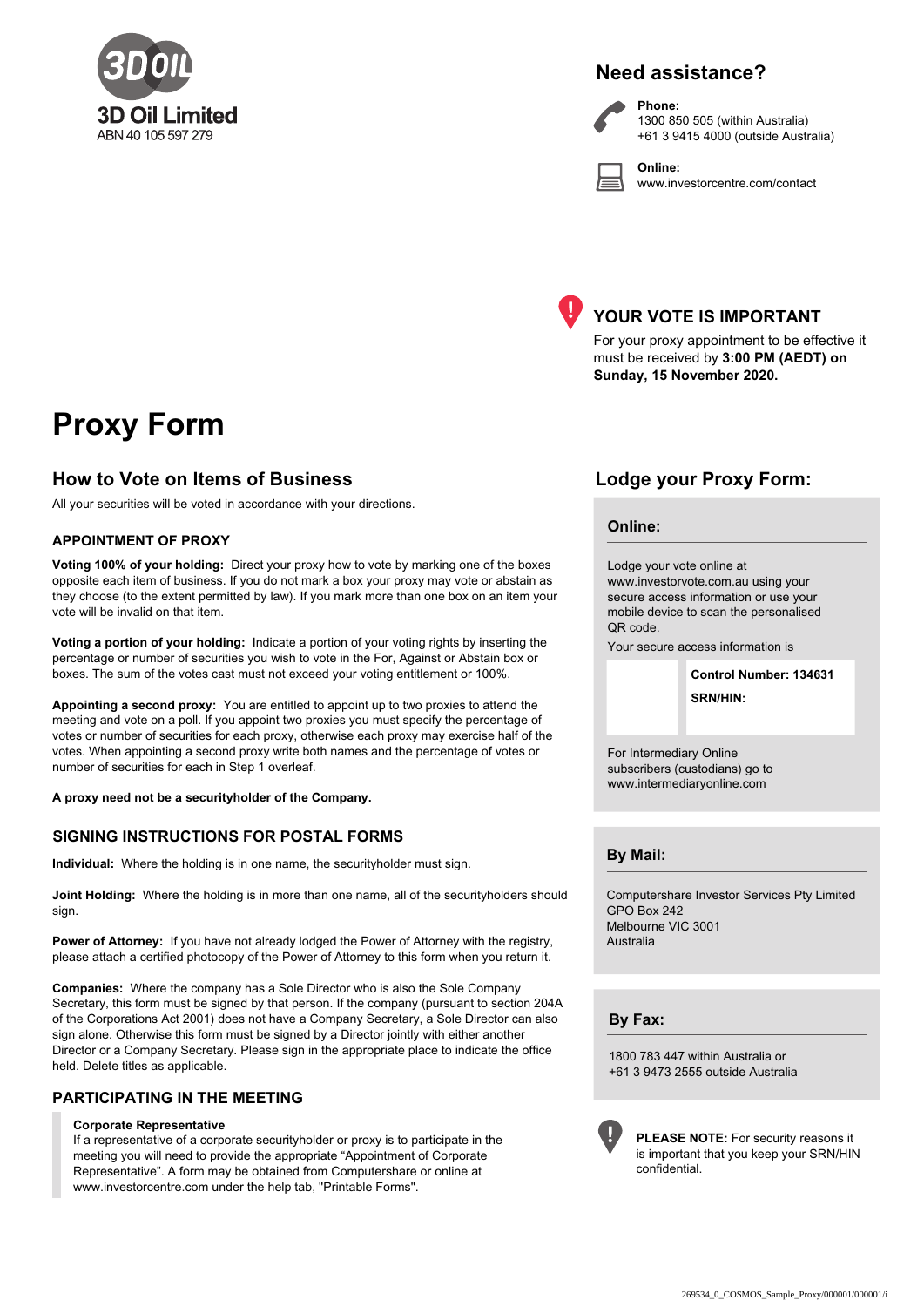3D Oil Limited
ABN 40 105 597 279

## Need assistance?

**Phone:**
1300 850 505 (within Australia)
+61 3 9415 4000 (outside Australia)

**Online:**
www.investorcentre.com/contact

## YOUR VOTE IS IMPORTANT

For your proxy appointment to be effective it must be received by **3:00 PM (AEDT) on Sunday, 15 November 2020.**

# Proxy Form

## How to Vote on Items of Business

All your securities will be voted in accordance with your directions.

### APPOINTMENT OF PROXY

**Voting 100% of your holding:** Direct your proxy how to vote by marking one of the boxes opposite each item of business. If you do not mark a box your proxy may vote or abstain as they choose (to the extent permitted by law). If you mark more than one box on an item your vote will be invalid on that item.

**Voting a portion of your holding:** Indicate a portion of your voting rights by inserting the percentage or number of securities you wish to vote in the For, Against or Abstain box or boxes. The sum of the votes cast must not exceed your voting entitlement or 100%.

**Appointing a second proxy:** You are entitled to appoint up to two proxies to attend the meeting and vote on a poll. If you appoint two proxies you must specify the percentage of votes or number of securities for each proxy, otherwise each proxy may exercise half of the votes. When appointing a second proxy write both names and the percentage of votes or number of securities for each in Step 1 overleaf.

**A proxy need not be a securityholder of the Company.**

### SIGNING INSTRUCTIONS FOR POSTAL FORMS

**Individual:** Where the holding is in one name, the securityholder must sign.

**Joint Holding:** Where the holding is in more than one name, all of the securityholders should sign.

**Power of Attorney:** If you have not already lodged the Power of Attorney with the registry, please attach a certified photocopy of the Power of Attorney to this form when you return it.

**Companies:** Where the company has a Sole Director who is also the Sole Company Secretary, this form must be signed by that person. If the company (pursuant to section 204A of the Corporations Act 2001) does not have a Company Secretary, a Sole Director can also sign alone. Otherwise this form must be signed by a Director jointly with either another Director or a Company Secretary. Please sign in the appropriate place to indicate the office held. Delete titles as applicable.

### PARTICIPATING IN THE MEETING

**Corporate Representative**
If a representative of a corporate securityholder or proxy is to participate in the meeting you will need to provide the appropriate "Appointment of Corporate Representative". A form may be obtained from Computershare or online at www.investorcentre.com under the help tab, "Printable Forms".

## Lodge your Proxy Form:

### Online:

Lodge your vote online at www.investorvote.com.au using your secure access information or use your mobile device to scan the personalised QR code.

Your secure access information is

**Control Number: 134631**

**SRN/HIN:**

For Intermediary Online subscribers (custodians) go to www.intermediaryonline.com

### By Mail:

Computershare Investor Services Pty Limited
GPO Box 242
Melbourne VIC 3001
Australia

### By Fax:

1800 783 447 within Australia or
+61 3 9473 2555 outside Australia

**PLEASE NOTE:** For security reasons it is important that you keep your SRN/HIN confidential.

269534_0_COSMOS_Sample_Proxy/000001/000001/i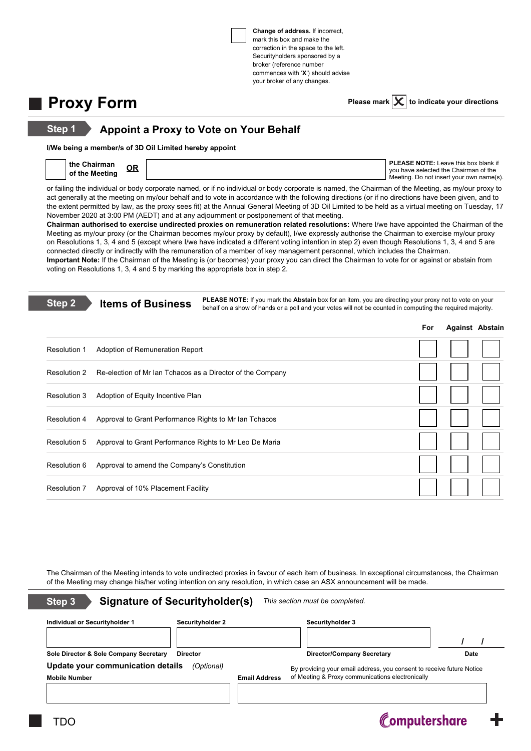Change of address. If incorrect, mark this box and make the correction in the space to the left. Securityholders sponsored by a broker (reference number commences with 'X') should advise your broker of any changes.

# Proxy Form

Please mark X to indicate your directions

## Step 1 Appoint a Proxy to Vote on Your Behalf

**I/We being a member/s of 3D Oil Limited hereby appoint**

| | | |
|---|---|---|
| the Chairman of the Meeting **OR** | | **PLEASE NOTE:** Leave this box blank if you have selected the Chairman of the Meeting. Do not insert your own name(s). |

or failing the individual or body corporate named, or if no individual or body corporate is named, the Chairman of the Meeting, as my/our proxy to act generally at the meeting on my/our behalf and to vote in accordance with the following directions (or if no directions have been given, and to the extent permitted by law, as the proxy sees fit) at the Annual General Meeting of 3D Oil Limited to be held as a virtual meeting on Tuesday, 17 November 2020 at 3:00 PM (AEDT) and at any adjournment or postponement of that meeting.

**Chairman authorised to exercise undirected proxies on remuneration related resolutions:** Where I/we have appointed the Chairman of the Meeting as my/our proxy (or the Chairman becomes my/our proxy by default), I/we expressly authorise the Chairman to exercise my/our proxy on Resolutions 1, 3, 4 and 5 (except where I/we have indicated a different voting intention in step 2) even though Resolutions 1, 3, 4 and 5 are connected directly or indirectly with the remuneration of a member of key management personnel, which includes the Chairman.

**Important Note:** If the Chairman of the Meeting is (or becomes) your proxy you can direct the Chairman to vote for or against or abstain from voting on Resolutions 1, 3, 4 and 5 by marking the appropriate box in step 2.

## Step 2 Items of Business

**PLEASE NOTE:** If you mark the **Abstain** box for an item, you are directing your proxy not to vote on your behalf on a show of hands or a poll and your votes will not be counted in computing the required majority.

| | | For | Against | Abstain |
|---|---|---|---|---|
| Resolution 1 | Adoption of Remuneration Report | | | |
| Resolution 2 | Re-election of Mr Ian Tchacos as a Director of the Company | | | |
| Resolution 3 | Adoption of Equity Incentive Plan | | | |
| Resolution 4 | Approval to Grant Performance Rights to Mr Ian Tchacos | | | |
| Resolution 5 | Approval to Grant Performance Rights to Mr Leo De Maria | | | |
| Resolution 6 | Approval to amend the Company's Constitution | | | |
| Resolution 7 | Approval of 10% Placement Facility | | | |

The Chairman of the Meeting intends to vote undirected proxies in favour of each item of business. In exceptional circumstances, the Chairman of the Meeting may change his/her voting intention on any resolution, in which case an ASX announcement will be made.

## Step 3 Signature of Securityholder(s)

*This section must be completed.*

| Individual or Securityholder 1 | Securityholder 2 | Securityholder 3 | |
|---|---|---|---|
| | | | / / |
| Sole Director & Sole Company Secretary | Director | Director/Company Secretary | Date |

**Update your communication details** *(Optional)*

| Mobile Number | Email Address |
|---|---|
| | |

By providing your email address, you consent to receive future Notice of Meeting & Proxy communications electronically

TDO

Computershare